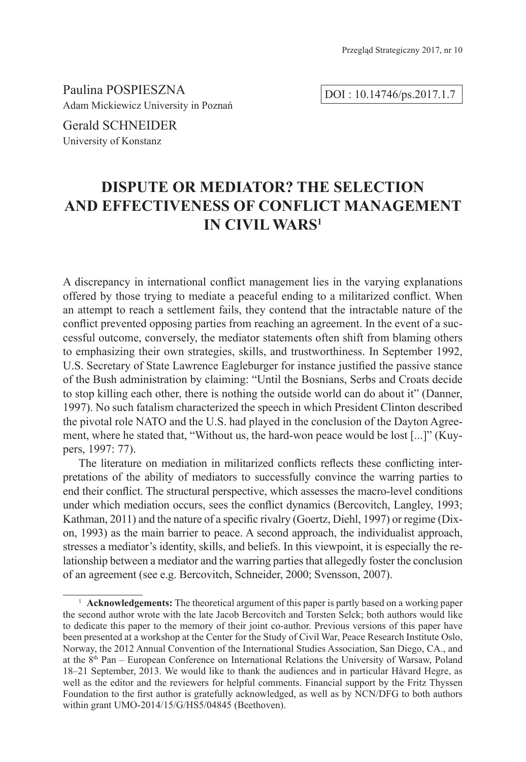Paulina POSPIESZNA
Adam Mickiewicz University in Poznań

Gerald SCHNEIDER
University of Konstanz

DOI : 10.14746/ps.2017.1.7

# DISPUTE OR MEDIATOR? THE SELECTION AND EFFECTIVENESS OF CONFLICT MANAGEMENT IN CIVIL WARS[1]

A discrepancy in international conflict management lies in the varying explanations offered by those trying to mediate a peaceful ending to a militarized conflict. When an attempt to reach a settlement fails, they contend that the intractable nature of the conflict prevented opposing parties from reaching an agreement. In the event of a successful outcome, conversely, the mediator statements often shift from blaming others to emphasizing their own strategies, skills, and trustworthiness. In September 1992, U.S. Secretary of State Lawrence Eagleburger for instance justified the passive stance of the Bush administration by claiming: "Until the Bosnians, Serbs and Croats decide to stop killing each other, there is nothing the outside world can do about it" (Danner, 1997). No such fatalism characterized the speech in which President Clinton described the pivotal role NATO and the U.S. had played in the conclusion of the Dayton Agreement, where he stated that, "Without us, the hard-won peace would be lost [...]" (Kuypers, 1997: 77).

The literature on mediation in militarized conflicts reflects these conflicting interpretations of the ability of mediators to successfully convince the warring parties to end their conflict. The structural perspective, which assesses the macro-level conditions under which mediation occurs, sees the conflict dynamics (Bercovitch, Langley, 1993; Kathman, 2011) and the nature of a specific rivalry (Goertz, Diehl, 1997) or regime (Dixon, 1993) as the main barrier to peace. A second approach, the individualist approach, stresses a mediator's identity, skills, and beliefs. In this viewpoint, it is especially the relationship between a mediator and the warring parties that allegedly foster the conclusion of an agreement (see e.g. Bercovitch, Schneider, 2000; Svensson, 2007).

[1] **Acknowledgements:** The theoretical argument of this paper is partly based on a working paper the second author wrote with the late Jacob Bercovitch and Torsten Selck; both authors would like to dedicate this paper to the memory of their joint co-author. Previous versions of this paper have been presented at a workshop at the Center for the Study of Civil War, Peace Research Institute Oslo, Norway, the 2012 Annual Convention of the International Studies Association, San Diego, CA., and at the 8th Pan – European Conference on International Relations the University of Warsaw, Poland 18–21 September, 2013. We would like to thank the audiences and in particular Håvard Hegre, as well as the editor and the reviewers for helpful comments. Financial support by the Fritz Thyssen Foundation to the first author is gratefully acknowledged, as well as by NCN/DFG to both authors within grant UMO-2014/15/G/HS5/04845 (Beethoven).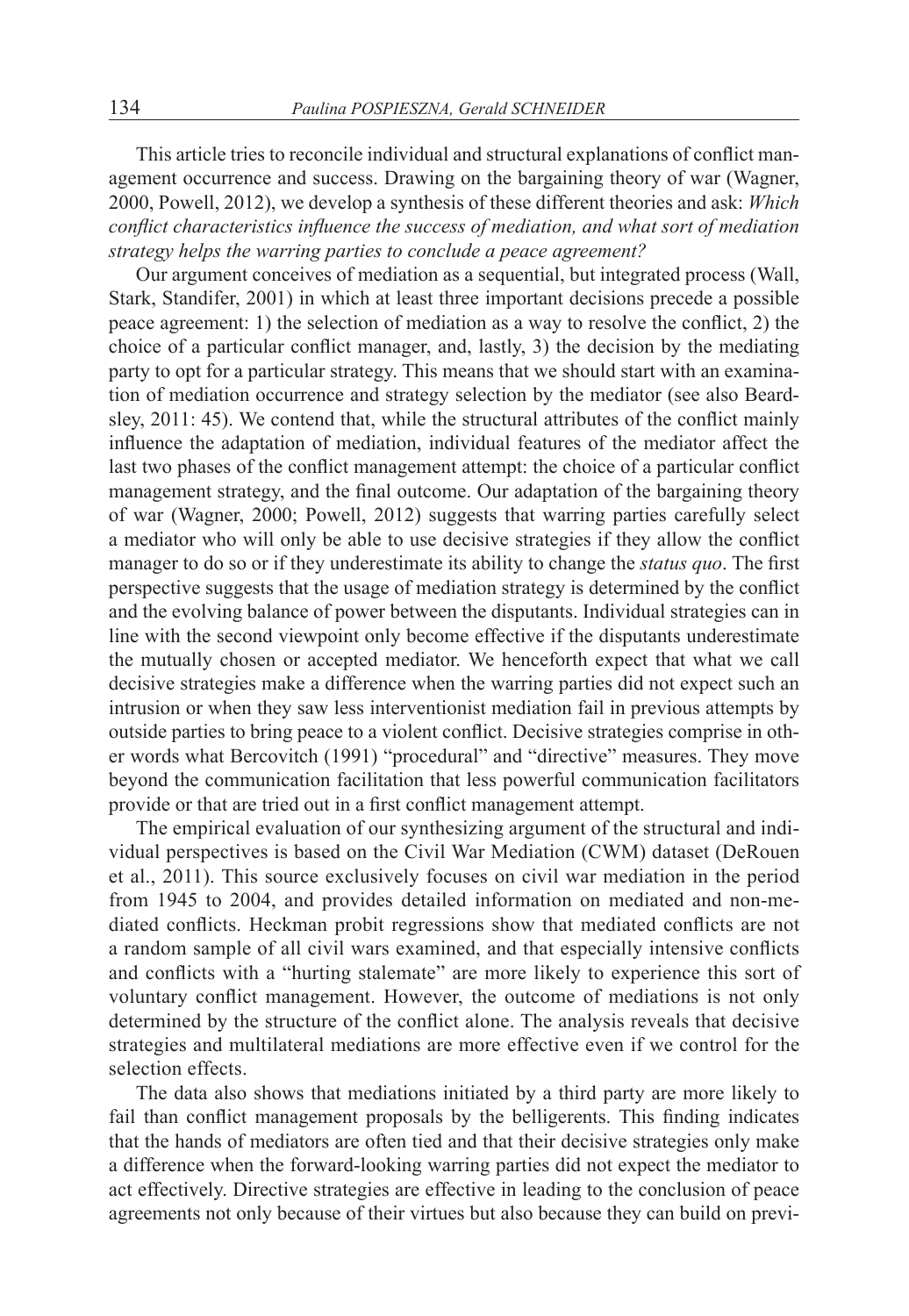This article tries to reconcile individual and structural explanations of conflict management occurrence and success. Drawing on the bargaining theory of war (Wagner, 2000, Powell, 2012), we develop a synthesis of these different theories and ask: *Which conflict characteristics influence the success of mediation, and what sort of mediation strategy helps the warring parties to conclude a peace agreement?*

Our argument conceives of mediation as a sequential, but integrated process (Wall, Stark, Standifer, 2001) in which at least three important decisions precede a possible peace agreement: 1) the selection of mediation as a way to resolve the conflict, 2) the choice of a particular conflict manager, and, lastly, 3) the decision by the mediating party to opt for a particular strategy. This means that we should start with an examination of mediation occurrence and strategy selection by the mediator (see also Beardsley, 2011: 45). We contend that, while the structural attributes of the conflict mainly influence the adaptation of mediation, individual features of the mediator affect the last two phases of the conflict management attempt: the choice of a particular conflict management strategy, and the final outcome. Our adaptation of the bargaining theory of war (Wagner, 2000; Powell, 2012) suggests that warring parties carefully select a mediator who will only be able to use decisive strategies if they allow the conflict manager to do so or if they underestimate its ability to change the *status quo*. The first perspective suggests that the usage of mediation strategy is determined by the conflict and the evolving balance of power between the disputants. Individual strategies can in line with the second viewpoint only become effective if the disputants underestimate the mutually chosen or accepted mediator. We henceforth expect that what we call decisive strategies make a difference when the warring parties did not expect such an intrusion or when they saw less interventionist mediation fail in previous attempts by outside parties to bring peace to a violent conflict. Decisive strategies comprise in other words what Bercovitch (1991) "procedural" and "directive" measures. They move beyond the communication facilitation that less powerful communication facilitators provide or that are tried out in a first conflict management attempt.

The empirical evaluation of our synthesizing argument of the structural and individual perspectives is based on the Civil War Mediation (CWM) dataset (DeRouen et al., 2011). This source exclusively focuses on civil war mediation in the period from 1945 to 2004, and provides detailed information on mediated and non-mediated conflicts. Heckman probit regressions show that mediated conflicts are not a random sample of all civil wars examined, and that especially intensive conflicts and conflicts with a "hurting stalemate" are more likely to experience this sort of voluntary conflict management. However, the outcome of mediations is not only determined by the structure of the conflict alone. The analysis reveals that decisive strategies and multilateral mediations are more effective even if we control for the selection effects.

The data also shows that mediations initiated by a third party are more likely to fail than conflict management proposals by the belligerents. This finding indicates that the hands of mediators are often tied and that their decisive strategies only make a difference when the forward-looking warring parties did not expect the mediator to act effectively. Directive strategies are effective in leading to the conclusion of peace agreements not only because of their virtues but also because they can build on previ-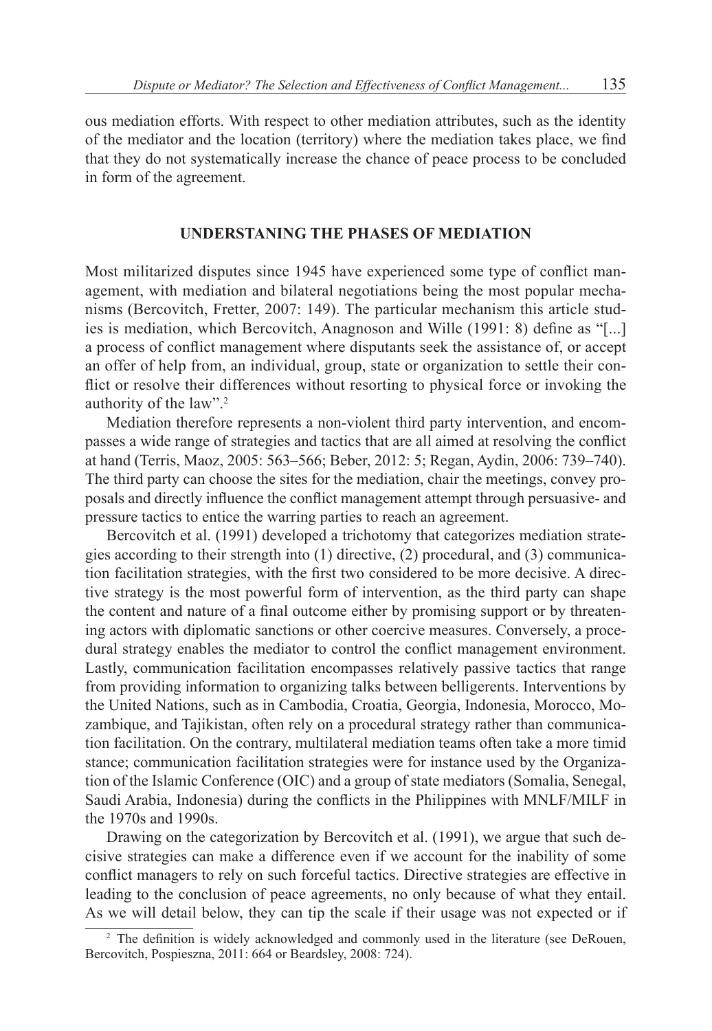ous mediation efforts. With respect to other mediation attributes, such as the identity of the mediator and the location (territory) where the mediation takes place, we find that they do not systematically increase the chance of peace process to be concluded in form of the agreement.

## UNDERSTANING THE PHASES OF MEDIATION

Most militarized disputes since 1945 have experienced some type of conflict management, with mediation and bilateral negotiations being the most popular mechanisms (Bercovitch, Fretter, 2007: 149). The particular mechanism this article studies is mediation, which Bercovitch, Anagnoson and Wille (1991: 8) define as "[...] a process of conflict management where disputants seek the assistance of, or accept an offer of help from, an individual, group, state or organization to settle their conflict or resolve their differences without resorting to physical force or invoking the authority of the law".[2]

Mediation therefore represents a non-violent third party intervention, and encompasses a wide range of strategies and tactics that are all aimed at resolving the conflict at hand (Terris, Maoz, 2005: 563–566; Beber, 2012: 5; Regan, Aydin, 2006: 739–740). The third party can choose the sites for the mediation, chair the meetings, convey proposals and directly influence the conflict management attempt through persuasive- and pressure tactics to entice the warring parties to reach an agreement.

Bercovitch et al. (1991) developed a trichotomy that categorizes mediation strategies according to their strength into (1) directive, (2) procedural, and (3) communication facilitation strategies, with the first two considered to be more decisive. A directive strategy is the most powerful form of intervention, as the third party can shape the content and nature of a final outcome either by promising support or by threatening actors with diplomatic sanctions or other coercive measures. Conversely, a procedural strategy enables the mediator to control the conflict management environment. Lastly, communication facilitation encompasses relatively passive tactics that range from providing information to organizing talks between belligerents. Interventions by the United Nations, such as in Cambodia, Croatia, Georgia, Indonesia, Morocco, Mozambique, and Tajikistan, often rely on a procedural strategy rather than communication facilitation. On the contrary, multilateral mediation teams often take a more timid stance; communication facilitation strategies were for instance used by the Organization of the Islamic Conference (OIC) and a group of state mediators (Somalia, Senegal, Saudi Arabia, Indonesia) during the conflicts in the Philippines with MNLF/MILF in the 1970s and 1990s.

Drawing on the categorization by Bercovitch et al. (1991), we argue that such decisive strategies can make a difference even if we account for the inability of some conflict managers to rely on such forceful tactics. Directive strategies are effective in leading to the conclusion of peace agreements, no only because of what they entail. As we will detail below, they can tip the scale if their usage was not expected or if

[2] The definition is widely acknowledged and commonly used in the literature (see DeRouen, Bercovitch, Pospieszna, 2011: 664 or Beardsley, 2008: 724).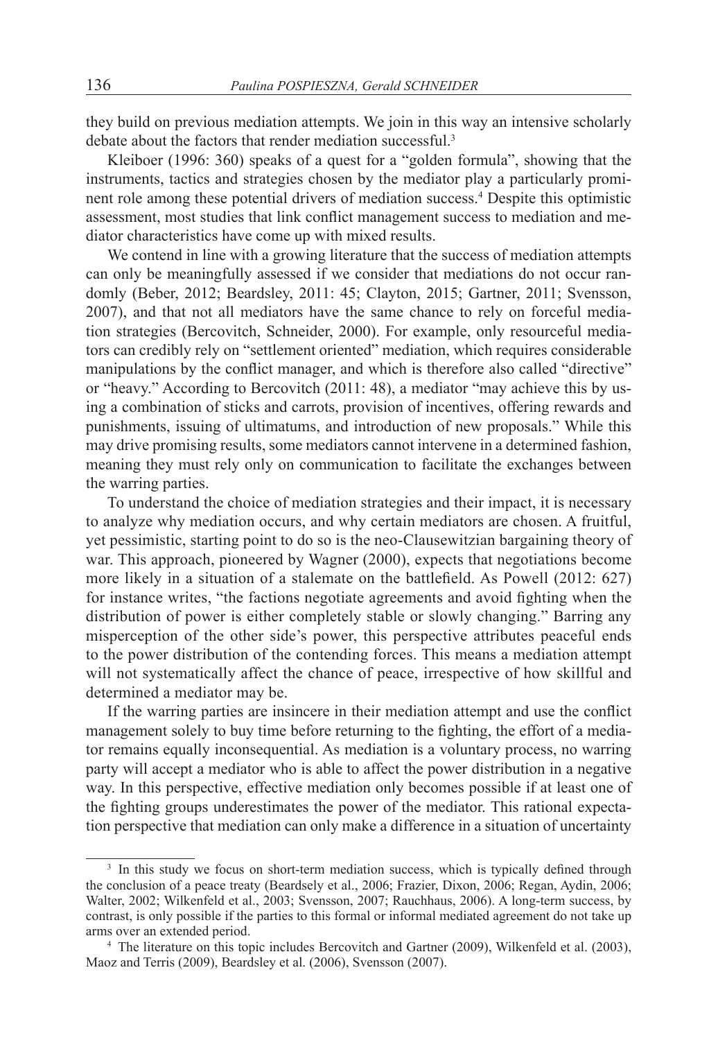they build on previous mediation attempts. We join in this way an intensive scholarly debate about the factors that render mediation successful.[3]

Kleiboer (1996: 360) speaks of a quest for a "golden formula", showing that the instruments, tactics and strategies chosen by the mediator play a particularly prominent role among these potential drivers of mediation success.[4] Despite this optimistic assessment, most studies that link conflict management success to mediation and mediator characteristics have come up with mixed results.

We contend in line with a growing literature that the success of mediation attempts can only be meaningfully assessed if we consider that mediations do not occur randomly (Beber, 2012; Beardsley, 2011: 45; Clayton, 2015; Gartner, 2011; Svensson, 2007), and that not all mediators have the same chance to rely on forceful mediation strategies (Bercovitch, Schneider, 2000). For example, only resourceful mediators can credibly rely on "settlement oriented" mediation, which requires considerable manipulations by the conflict manager, and which is therefore also called "directive" or "heavy." According to Bercovitch (2011: 48), a mediator "may achieve this by using a combination of sticks and carrots, provision of incentives, offering rewards and punishments, issuing of ultimatums, and introduction of new proposals." While this may drive promising results, some mediators cannot intervene in a determined fashion, meaning they must rely only on communication to facilitate the exchanges between the warring parties.

To understand the choice of mediation strategies and their impact, it is necessary to analyze why mediation occurs, and why certain mediators are chosen. A fruitful, yet pessimistic, starting point to do so is the neo-Clausewitzian bargaining theory of war. This approach, pioneered by Wagner (2000), expects that negotiations become more likely in a situation of a stalemate on the battlefield. As Powell (2012: 627) for instance writes, "the factions negotiate agreements and avoid fighting when the distribution of power is either completely stable or slowly changing." Barring any misperception of the other side's power, this perspective attributes peaceful ends to the power distribution of the contending forces. This means a mediation attempt will not systematically affect the chance of peace, irrespective of how skillful and determined a mediator may be.

If the warring parties are insincere in their mediation attempt and use the conflict management solely to buy time before returning to the fighting, the effort of a mediator remains equally inconsequential. As mediation is a voluntary process, no warring party will accept a mediator who is able to affect the power distribution in a negative way. In this perspective, effective mediation only becomes possible if at least one of the fighting groups underestimates the power of the mediator. This rational expectation perspective that mediation can only make a difference in a situation of uncertainty

[3] In this study we focus on short-term mediation success, which is typically defined through the conclusion of a peace treaty (Beardsely et al., 2006; Frazier, Dixon, 2006; Regan, Aydin, 2006; Walter, 2002; Wilkenfeld et al., 2003; Svensson, 2007; Rauchhaus, 2006). A long-term success, by contrast, is only possible if the parties to this formal or informal mediated agreement do not take up arms over an extended period.

[4] The literature on this topic includes Bercovitch and Gartner (2009), Wilkenfeld et al. (2003), Maoz and Terris (2009), Beardsley et al. (2006), Svensson (2007).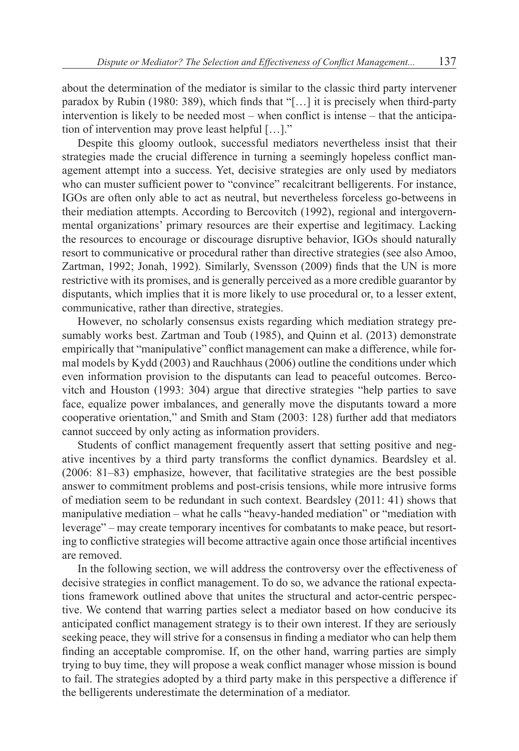about the determination of the mediator is similar to the classic third party intervener paradox by Rubin (1980: 389), which finds that "[…] it is precisely when third-party intervention is likely to be needed most – when conflict is intense – that the anticipation of intervention may prove least helpful […]."

Despite this gloomy outlook, successful mediators nevertheless insist that their strategies made the crucial difference in turning a seemingly hopeless conflict management attempt into a success. Yet, decisive strategies are only used by mediators who can muster sufficient power to "convince" recalcitrant belligerents. For instance, IGOs are often only able to act as neutral, but nevertheless forceless go-betweens in their mediation attempts. According to Bercovitch (1992), regional and intergovernmental organizations' primary resources are their expertise and legitimacy. Lacking the resources to encourage or discourage disruptive behavior, IGOs should naturally resort to communicative or procedural rather than directive strategies (see also Amoo, Zartman, 1992; Jonah, 1992). Similarly, Svensson (2009) finds that the UN is more restrictive with its promises, and is generally perceived as a more credible guarantor by disputants, which implies that it is more likely to use procedural or, to a lesser extent, communicative, rather than directive, strategies.

However, no scholarly consensus exists regarding which mediation strategy presumably works best. Zartman and Toub (1985), and Quinn et al. (2013) demonstrate empirically that "manipulative" conflict management can make a difference, while formal models by Kydd (2003) and Rauchhaus (2006) outline the conditions under which even information provision to the disputants can lead to peaceful outcomes. Bercovitch and Houston (1993: 304) argue that directive strategies "help parties to save face, equalize power imbalances, and generally move the disputants toward a more cooperative orientation," and Smith and Stam (2003: 128) further add that mediators cannot succeed by only acting as information providers.

Students of conflict management frequently assert that setting positive and negative incentives by a third party transforms the conflict dynamics. Beardsley et al. (2006: 81–83) emphasize, however, that facilitative strategies are the best possible answer to commitment problems and post-crisis tensions, while more intrusive forms of mediation seem to be redundant in such context. Beardsley (2011: 41) shows that manipulative mediation – what he calls "heavy-handed mediation" or "mediation with leverage" – may create temporary incentives for combatants to make peace, but resorting to conflictive strategies will become attractive again once those artificial incentives are removed.

In the following section, we will address the controversy over the effectiveness of decisive strategies in conflict management. To do so, we advance the rational expectations framework outlined above that unites the structural and actor-centric perspective. We contend that warring parties select a mediator based on how conducive its anticipated conflict management strategy is to their own interest. If they are seriously seeking peace, they will strive for a consensus in finding a mediator who can help them finding an acceptable compromise. If, on the other hand, warring parties are simply trying to buy time, they will propose a weak conflict manager whose mission is bound to fail. The strategies adopted by a third party make in this perspective a difference if the belligerents underestimate the determination of a mediator.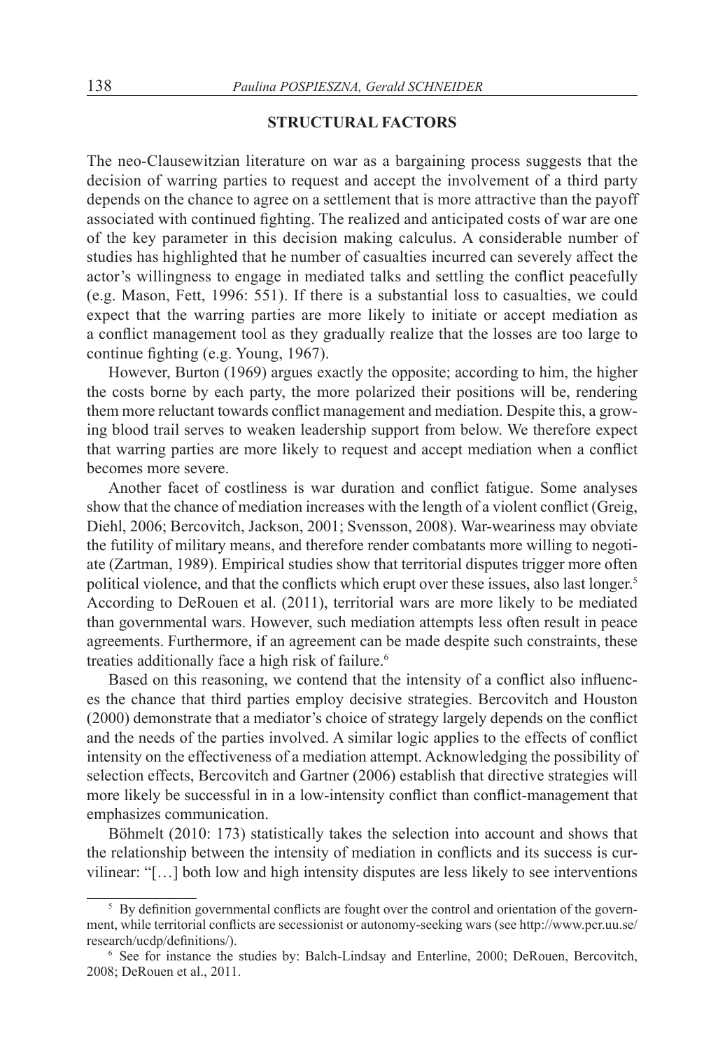## STRUCTURAL FACTORS

The neo-Clausewitzian literature on war as a bargaining process suggests that the decision of warring parties to request and accept the involvement of a third party depends on the chance to agree on a settlement that is more attractive than the payoff associated with continued fighting. The realized and anticipated costs of war are one of the key parameter in this decision making calculus. A considerable number of studies has highlighted that he number of casualties incurred can severely affect the actor's willingness to engage in mediated talks and settling the conflict peacefully (e.g. Mason, Fett, 1996: 551). If there is a substantial loss to casualties, we could expect that the warring parties are more likely to initiate or accept mediation as a conflict management tool as they gradually realize that the losses are too large to continue fighting (e.g. Young, 1967).

However, Burton (1969) argues exactly the opposite; according to him, the higher the costs borne by each party, the more polarized their positions will be, rendering them more reluctant towards conflict management and mediation. Despite this, a growing blood trail serves to weaken leadership support from below. We therefore expect that warring parties are more likely to request and accept mediation when a conflict becomes more severe.

Another facet of costliness is war duration and conflict fatigue. Some analyses show that the chance of mediation increases with the length of a violent conflict (Greig, Diehl, 2006; Bercovitch, Jackson, 2001; Svensson, 2008). War-weariness may obviate the futility of military means, and therefore render combatants more willing to negotiate (Zartman, 1989). Empirical studies show that territorial disputes trigger more often political violence, and that the conflicts which erupt over these issues, also last longer.[5] According to DeRouen et al. (2011), territorial wars are more likely to be mediated than governmental wars. However, such mediation attempts less often result in peace agreements. Furthermore, if an agreement can be made despite such constraints, these treaties additionally face a high risk of failure.[6]

Based on this reasoning, we contend that the intensity of a conflict also influences the chance that third parties employ decisive strategies. Bercovitch and Houston (2000) demonstrate that a mediator's choice of strategy largely depends on the conflict and the needs of the parties involved. A similar logic applies to the effects of conflict intensity on the effectiveness of a mediation attempt. Acknowledging the possibility of selection effects, Bercovitch and Gartner (2006) establish that directive strategies will more likely be successful in in a low-intensity conflict than conflict-management that emphasizes communication.

Böhmelt (2010: 173) statistically takes the selection into account and shows that the relationship between the intensity of mediation in conflicts and its success is curvilinear: "[…] both low and high intensity disputes are less likely to see interventions

---

[5] By definition governmental conflicts are fought over the control and orientation of the government, while territorial conflicts are secessionist or autonomy-seeking wars (see http://www.pcr.uu.se/research/ucdp/definitions/).

[6] See for instance the studies by: Balch-Lindsay and Enterline, 2000; DeRouen, Bercovitch, 2008; DeRouen et al., 2011.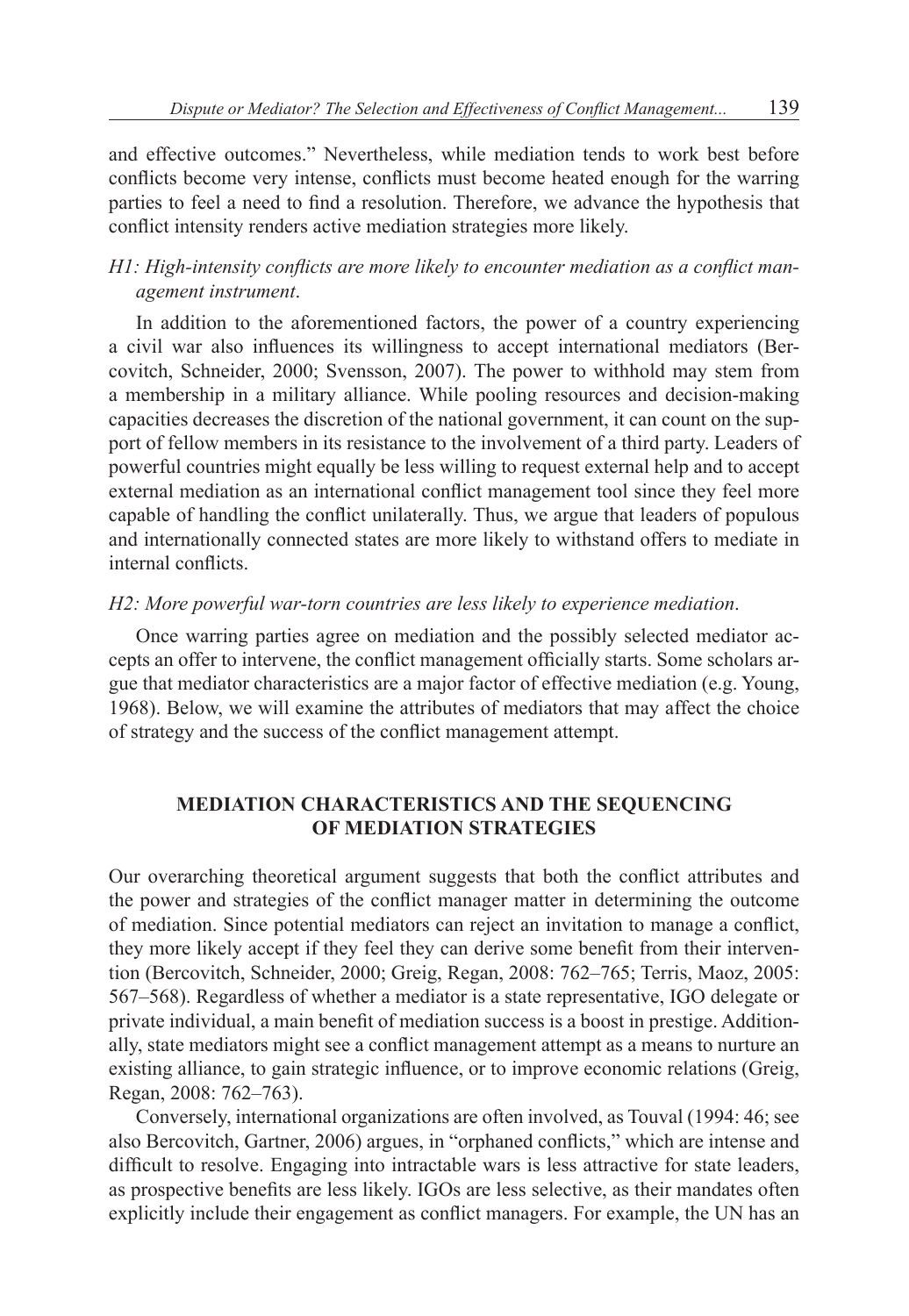and effective outcomes." Nevertheless, while mediation tends to work best before conflicts become very intense, conflicts must become heated enough for the warring parties to feel a need to find a resolution. Therefore, we advance the hypothesis that conflict intensity renders active mediation strategies more likely.

*H1: High-intensity conflicts are more likely to encounter mediation as a conflict management instrument*.

In addition to the aforementioned factors, the power of a country experiencing a civil war also influences its willingness to accept international mediators (Bercovitch, Schneider, 2000; Svensson, 2007). The power to withhold may stem from a membership in a military alliance. While pooling resources and decision-making capacities decreases the discretion of the national government, it can count on the support of fellow members in its resistance to the involvement of a third party. Leaders of powerful countries might equally be less willing to request external help and to accept external mediation as an international conflict management tool since they feel more capable of handling the conflict unilaterally. Thus, we argue that leaders of populous and internationally connected states are more likely to withstand offers to mediate in internal conflicts.

*H2: More powerful war-torn countries are less likely to experience mediation*.

Once warring parties agree on mediation and the possibly selected mediator accepts an offer to intervene, the conflict management officially starts. Some scholars argue that mediator characteristics are a major factor of effective mediation (e.g. Young, 1968). Below, we will examine the attributes of mediators that may affect the choice of strategy and the success of the conflict management attempt.

## MEDIATION CHARACTERISTICS AND THE SEQUENCING OF MEDIATION STRATEGIES

Our overarching theoretical argument suggests that both the conflict attributes and the power and strategies of the conflict manager matter in determining the outcome of mediation. Since potential mediators can reject an invitation to manage a conflict, they more likely accept if they feel they can derive some benefit from their intervention (Bercovitch, Schneider, 2000; Greig, Regan, 2008: 762–765; Terris, Maoz, 2005: 567–568). Regardless of whether a mediator is a state representative, IGO delegate or private individual, a main benefit of mediation success is a boost in prestige. Additionally, state mediators might see a conflict management attempt as a means to nurture an existing alliance, to gain strategic influence, or to improve economic relations (Greig, Regan, 2008: 762–763).

Conversely, international organizations are often involved, as Touval (1994: 46; see also Bercovitch, Gartner, 2006) argues, in "orphaned conflicts," which are intense and difficult to resolve. Engaging into intractable wars is less attractive for state leaders, as prospective benefits are less likely. IGOs are less selective, as their mandates often explicitly include their engagement as conflict managers. For example, the UN has an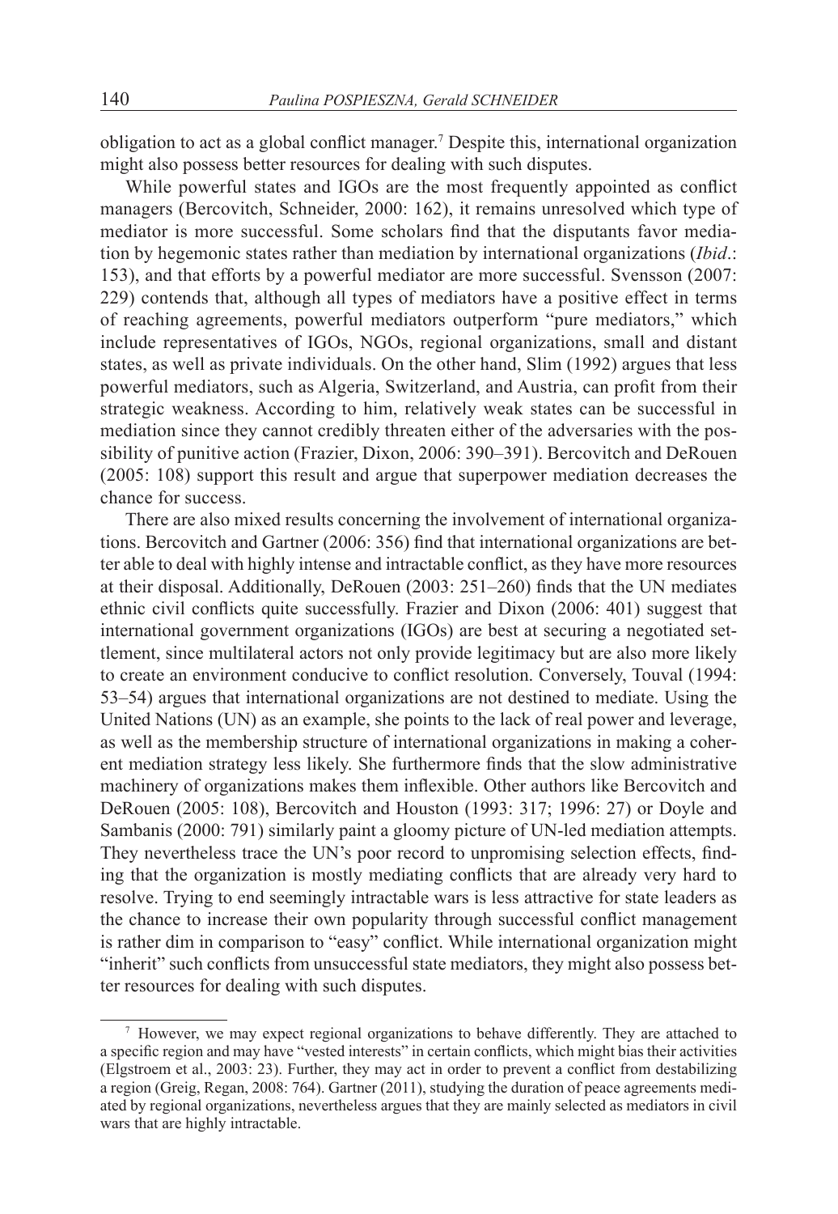obligation to act as a global conflict manager.[7] Despite this, international organization might also possess better resources for dealing with such disputes.

While powerful states and IGOs are the most frequently appointed as conflict managers (Bercovitch, Schneider, 2000: 162), it remains unresolved which type of mediator is more successful. Some scholars find that the disputants favor mediation by hegemonic states rather than mediation by international organizations (*Ibid*.: 153), and that efforts by a powerful mediator are more successful. Svensson (2007: 229) contends that, although all types of mediators have a positive effect in terms of reaching agreements, powerful mediators outperform "pure mediators," which include representatives of IGOs, NGOs, regional organizations, small and distant states, as well as private individuals. On the other hand, Slim (1992) argues that less powerful mediators, such as Algeria, Switzerland, and Austria, can profit from their strategic weakness. According to him, relatively weak states can be successful in mediation since they cannot credibly threaten either of the adversaries with the possibility of punitive action (Frazier, Dixon, 2006: 390–391). Bercovitch and DeRouen (2005: 108) support this result and argue that superpower mediation decreases the chance for success.

There are also mixed results concerning the involvement of international organizations. Bercovitch and Gartner (2006: 356) find that international organizations are better able to deal with highly intense and intractable conflict, as they have more resources at their disposal. Additionally, DeRouen (2003: 251–260) finds that the UN mediates ethnic civil conflicts quite successfully. Frazier and Dixon (2006: 401) suggest that international government organizations (IGOs) are best at securing a negotiated settlement, since multilateral actors not only provide legitimacy but are also more likely to create an environment conducive to conflict resolution. Conversely, Touval (1994: 53–54) argues that international organizations are not destined to mediate. Using the United Nations (UN) as an example, she points to the lack of real power and leverage, as well as the membership structure of international organizations in making a coherent mediation strategy less likely. She furthermore finds that the slow administrative machinery of organizations makes them inflexible. Other authors like Bercovitch and DeRouen (2005: 108), Bercovitch and Houston (1993: 317; 1996: 27) or Doyle and Sambanis (2000: 791) similarly paint a gloomy picture of UN-led mediation attempts. They nevertheless trace the UN's poor record to unpromising selection effects, finding that the organization is mostly mediating conflicts that are already very hard to resolve. Trying to end seemingly intractable wars is less attractive for state leaders as the chance to increase their own popularity through successful conflict management is rather dim in comparison to "easy" conflict. While international organization might "inherit" such conflicts from unsuccessful state mediators, they might also possess better resources for dealing with such disputes.

---

[7] However, we may expect regional organizations to behave differently. They are attached to a specific region and may have "vested interests" in certain conflicts, which might bias their activities (Elgstroem et al., 2003: 23). Further, they may act in order to prevent a conflict from destabilizing a region (Greig, Regan, 2008: 764). Gartner (2011), studying the duration of peace agreements mediated by regional organizations, nevertheless argues that they are mainly selected as mediators in civil wars that are highly intractable.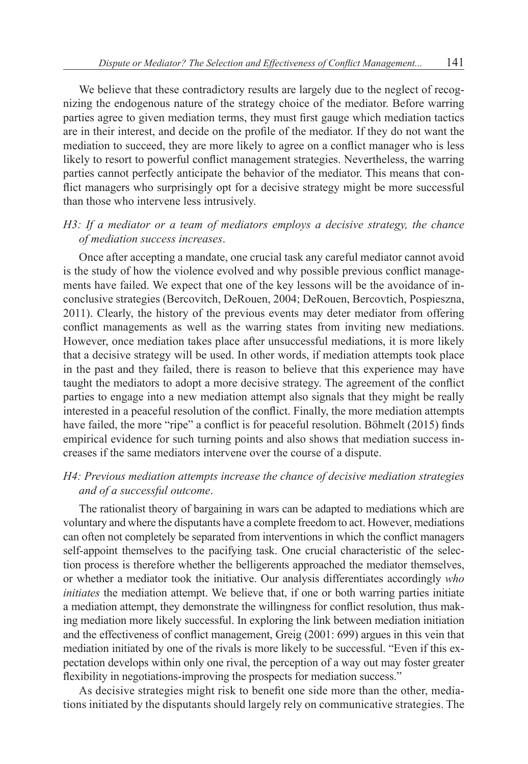We believe that these contradictory results are largely due to the neglect of recognizing the endogenous nature of the strategy choice of the mediator. Before warring parties agree to given mediation terms, they must first gauge which mediation tactics are in their interest, and decide on the profile of the mediator. If they do not want the mediation to succeed, they are more likely to agree on a conflict manager who is less likely to resort to powerful conflict management strategies. Nevertheless, the warring parties cannot perfectly anticipate the behavior of the mediator. This means that conflict managers who surprisingly opt for a decisive strategy might be more successful than those who intervene less intrusively.

*H3: If a mediator or a team of mediators employs a decisive strategy, the chance of mediation success increases*.

Once after accepting a mandate, one crucial task any careful mediator cannot avoid is the study of how the violence evolved and why possible previous conflict managements have failed. We expect that one of the key lessons will be the avoidance of inconclusive strategies (Bercovitch, DeRouen, 2004; DeRouen, Bercovtich, Pospieszna, 2011). Clearly, the history of the previous events may deter mediator from offering conflict managements as well as the warring states from inviting new mediations. However, once mediation takes place after unsuccessful mediations, it is more likely that a decisive strategy will be used. In other words, if mediation attempts took place in the past and they failed, there is reason to believe that this experience may have taught the mediators to adopt a more decisive strategy. The agreement of the conflict parties to engage into a new mediation attempt also signals that they might be really interested in a peaceful resolution of the conflict. Finally, the more mediation attempts have failed, the more "ripe" a conflict is for peaceful resolution. Böhmelt (2015) finds empirical evidence for such turning points and also shows that mediation success increases if the same mediators intervene over the course of a dispute.

*H4: Previous mediation attempts increase the chance of decisive mediation strategies and of a successful outcome*.

The rationalist theory of bargaining in wars can be adapted to mediations which are voluntary and where the disputants have a complete freedom to act. However, mediations can often not completely be separated from interventions in which the conflict managers self-appoint themselves to the pacifying task. One crucial characteristic of the selection process is therefore whether the belligerents approached the mediator themselves, or whether a mediator took the initiative. Our analysis differentiates accordingly *who initiates* the mediation attempt. We believe that, if one or both warring parties initiate a mediation attempt, they demonstrate the willingness for conflict resolution, thus making mediation more likely successful. In exploring the link between mediation initiation and the effectiveness of conflict management, Greig (2001: 699) argues in this vein that mediation initiated by one of the rivals is more likely to be successful. "Even if this expectation develops within only one rival, the perception of a way out may foster greater flexibility in negotiations-improving the prospects for mediation success."

As decisive strategies might risk to benefit one side more than the other, mediations initiated by the disputants should largely rely on communicative strategies. The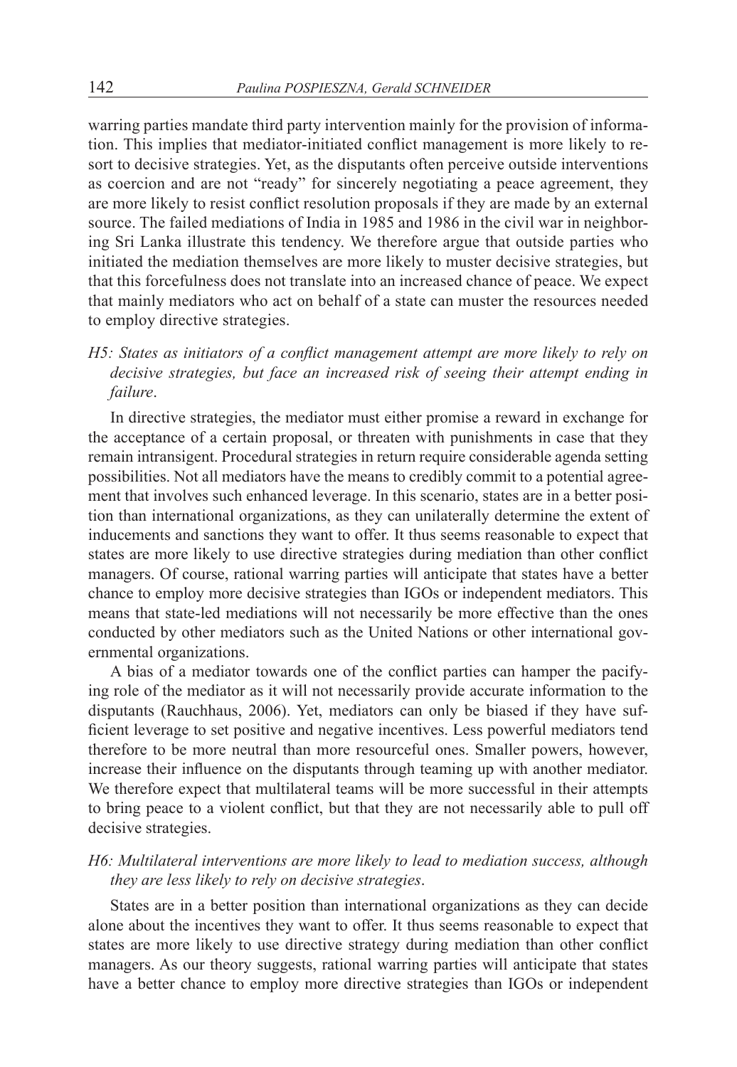warring parties mandate third party intervention mainly for the provision of information. This implies that mediator-initiated conflict management is more likely to resort to decisive strategies. Yet, as the disputants often perceive outside interventions as coercion and are not "ready" for sincerely negotiating a peace agreement, they are more likely to resist conflict resolution proposals if they are made by an external source. The failed mediations of India in 1985 and 1986 in the civil war in neighboring Sri Lanka illustrate this tendency. We therefore argue that outside parties who initiated the mediation themselves are more likely to muster decisive strategies, but that this forcefulness does not translate into an increased chance of peace. We expect that mainly mediators who act on behalf of a state can muster the resources needed to employ directive strategies.

*H5: States as initiators of a conflict management attempt are more likely to rely on decisive strategies, but face an increased risk of seeing their attempt ending in failure*.

In directive strategies, the mediator must either promise a reward in exchange for the acceptance of a certain proposal, or threaten with punishments in case that they remain intransigent. Procedural strategies in return require considerable agenda setting possibilities. Not all mediators have the means to credibly commit to a potential agreement that involves such enhanced leverage. In this scenario, states are in a better position than international organizations, as they can unilaterally determine the extent of inducements and sanctions they want to offer. It thus seems reasonable to expect that states are more likely to use directive strategies during mediation than other conflict managers. Of course, rational warring parties will anticipate that states have a better chance to employ more decisive strategies than IGOs or independent mediators. This means that state-led mediations will not necessarily be more effective than the ones conducted by other mediators such as the United Nations or other international governmental organizations.

A bias of a mediator towards one of the conflict parties can hamper the pacifying role of the mediator as it will not necessarily provide accurate information to the disputants (Rauchhaus, 2006). Yet, mediators can only be biased if they have sufficient leverage to set positive and negative incentives. Less powerful mediators tend therefore to be more neutral than more resourceful ones. Smaller powers, however, increase their influence on the disputants through teaming up with another mediator. We therefore expect that multilateral teams will be more successful in their attempts to bring peace to a violent conflict, but that they are not necessarily able to pull off decisive strategies.

*H6: Multilateral interventions are more likely to lead to mediation success, although they are less likely to rely on decisive strategies*.

States are in a better position than international organizations as they can decide alone about the incentives they want to offer. It thus seems reasonable to expect that states are more likely to use directive strategy during mediation than other conflict managers. As our theory suggests, rational warring parties will anticipate that states have a better chance to employ more directive strategies than IGOs or independent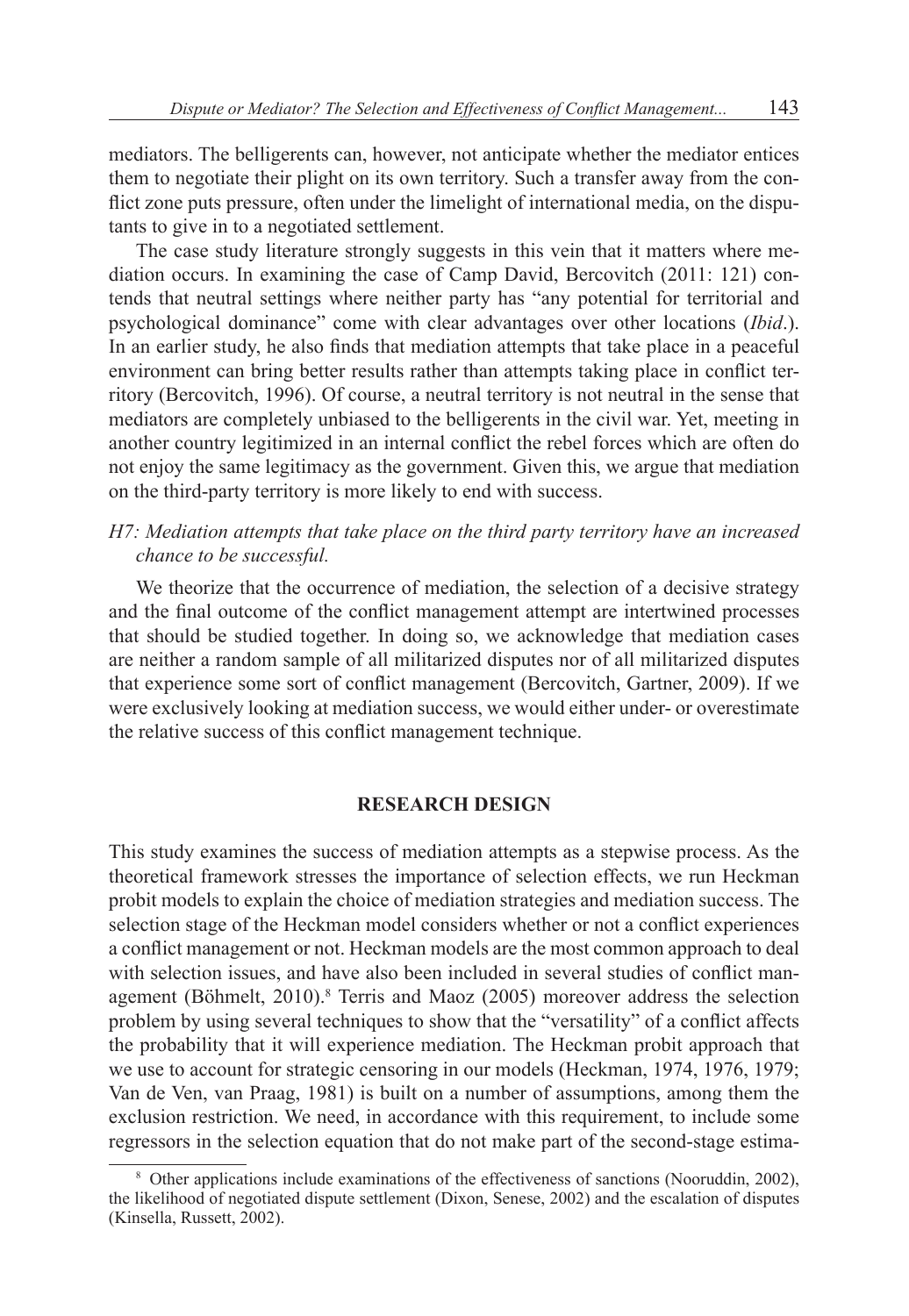mediators. The belligerents can, however, not anticipate whether the mediator entices them to negotiate their plight on its own territory. Such a transfer away from the conflict zone puts pressure, often under the limelight of international media, on the disputants to give in to a negotiated settlement.

The case study literature strongly suggests in this vein that it matters where mediation occurs. In examining the case of Camp David, Bercovitch (2011: 121) contends that neutral settings where neither party has "any potential for territorial and psychological dominance" come with clear advantages over other locations (*Ibid*.). In an earlier study, he also finds that mediation attempts that take place in a peaceful environment can bring better results rather than attempts taking place in conflict territory (Bercovitch, 1996). Of course, a neutral territory is not neutral in the sense that mediators are completely unbiased to the belligerents in the civil war. Yet, meeting in another country legitimized in an internal conflict the rebel forces which are often do not enjoy the same legitimacy as the government. Given this, we argue that mediation on the third-party territory is more likely to end with success.

*H7: Mediation attempts that take place on the third party territory have an increased chance to be successful.*

We theorize that the occurrence of mediation, the selection of a decisive strategy and the final outcome of the conflict management attempt are intertwined processes that should be studied together. In doing so, we acknowledge that mediation cases are neither a random sample of all militarized disputes nor of all militarized disputes that experience some sort of conflict management (Bercovitch, Gartner, 2009). If we were exclusively looking at mediation success, we would either under- or overestimate the relative success of this conflict management technique.

## RESEARCH DESIGN

This study examines the success of mediation attempts as a stepwise process. As the theoretical framework stresses the importance of selection effects, we run Heckman probit models to explain the choice of mediation strategies and mediation success. The selection stage of the Heckman model considers whether or not a conflict experiences a conflict management or not. Heckman models are the most common approach to deal with selection issues, and have also been included in several studies of conflict management (Böhmelt, 2010).[8] Terris and Maoz (2005) moreover address the selection problem by using several techniques to show that the "versatility" of a conflict affects the probability that it will experience mediation. The Heckman probit approach that we use to account for strategic censoring in our models (Heckman, 1974, 1976, 1979; Van de Ven, van Praag, 1981) is built on a number of assumptions, among them the exclusion restriction. We need, in accordance with this requirement, to include some regressors in the selection equation that do not make part of the second-stage estima-

[8] Other applications include examinations of the effectiveness of sanctions (Nooruddin, 2002), the likelihood of negotiated dispute settlement (Dixon, Senese, 2002) and the escalation of disputes (Kinsella, Russett, 2002).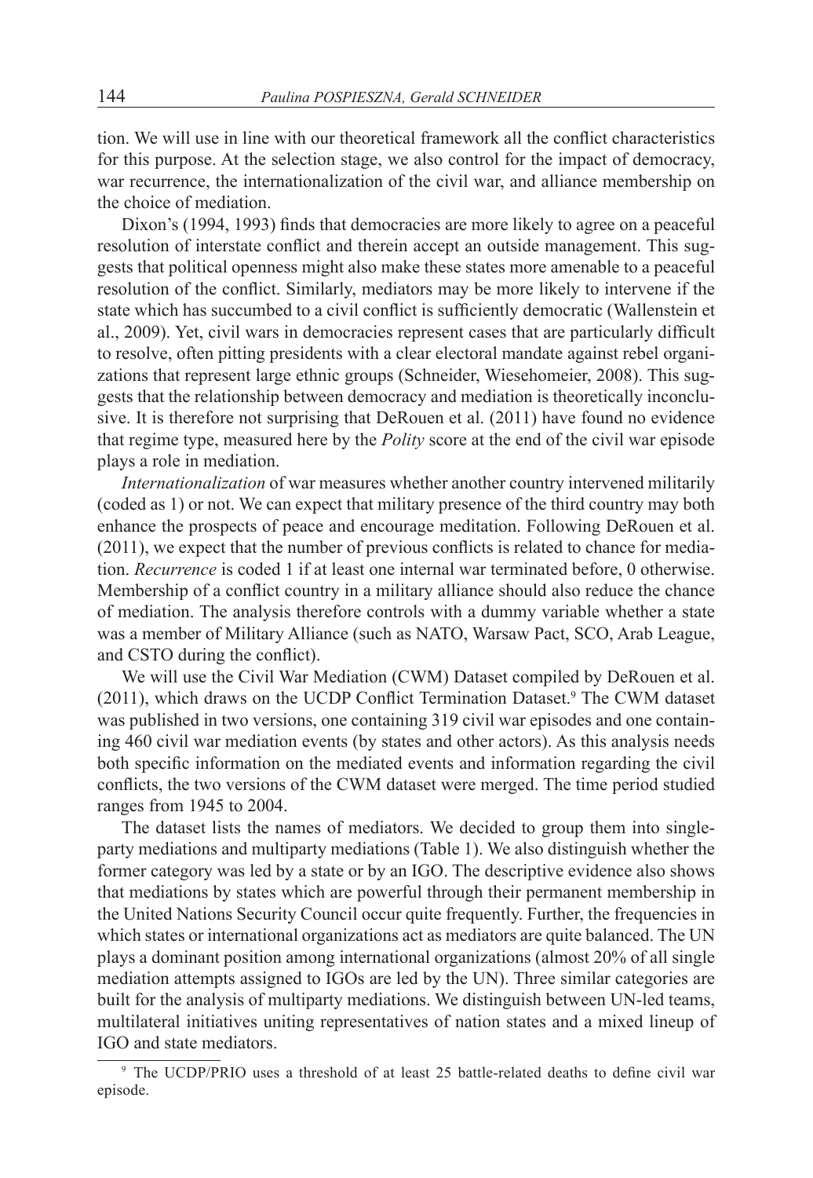tion. We will use in line with our theoretical framework all the conflict characteristics for this purpose. At the selection stage, we also control for the impact of democracy, war recurrence, the internationalization of the civil war, and alliance membership on the choice of mediation.

Dixon's (1994, 1993) finds that democracies are more likely to agree on a peaceful resolution of interstate conflict and therein accept an outside management. This suggests that political openness might also make these states more amenable to a peaceful resolution of the conflict. Similarly, mediators may be more likely to intervene if the state which has succumbed to a civil conflict is sufficiently democratic (Wallenstein et al., 2009). Yet, civil wars in democracies represent cases that are particularly difficult to resolve, often pitting presidents with a clear electoral mandate against rebel organizations that represent large ethnic groups (Schneider, Wiesehomeier, 2008). This suggests that the relationship between democracy and mediation is theoretically inconclusive. It is therefore not surprising that DeRouen et al. (2011) have found no evidence that regime type, measured here by the *Polity* score at the end of the civil war episode plays a role in mediation.

*Internationalization* of war measures whether another country intervened militarily (coded as 1) or not. We can expect that military presence of the third country may both enhance the prospects of peace and encourage meditation. Following DeRouen et al. (2011), we expect that the number of previous conflicts is related to chance for mediation. *Recurrence* is coded 1 if at least one internal war terminated before, 0 otherwise. Membership of a conflict country in a military alliance should also reduce the chance of mediation. The analysis therefore controls with a dummy variable whether a state was a member of Military Alliance (such as NATO, Warsaw Pact, SCO, Arab League, and CSTO during the conflict).

We will use the Civil War Mediation (CWM) Dataset compiled by DeRouen et al. (2011), which draws on the UCDP Conflict Termination Dataset.[9] The CWM dataset was published in two versions, one containing 319 civil war episodes and one containing 460 civil war mediation events (by states and other actors). As this analysis needs both specific information on the mediated events and information regarding the civil conflicts, the two versions of the CWM dataset were merged. The time period studied ranges from 1945 to 2004.

The dataset lists the names of mediators. We decided to group them into single-party mediations and multiparty mediations (Table 1). We also distinguish whether the former category was led by a state or by an IGO. The descriptive evidence also shows that mediations by states which are powerful through their permanent membership in the United Nations Security Council occur quite frequently. Further, the frequencies in which states or international organizations act as mediators are quite balanced. The UN plays a dominant position among international organizations (almost 20% of all single mediation attempts assigned to IGOs are led by the UN). Three similar categories are built for the analysis of multiparty mediations. We distinguish between UN-led teams, multilateral initiatives uniting representatives of nation states and a mixed lineup of IGO and state mediators.

[9] The UCDP/PRIO uses a threshold of at least 25 battle-related deaths to define civil war episode.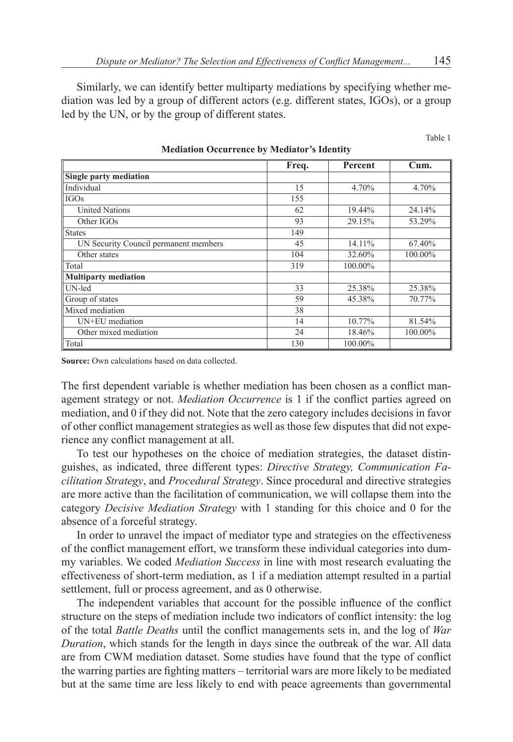Similarly, we can identify better multiparty mediations by specifying whether mediation was led by a group of different actors (e.g. different states, IGOs), or a group led by the UN, or by the group of different states.

Table 1

**Mediation Occurrence by Mediator's Identity**

| | Freq. | Percent | Cum. |
|---|---|---|---|
| **Single party mediation** | | | |
| Individual | 15 | 4.70% | 4.70% |
| IGOs | 155 | | |
| United Nations | 62 | 19.44% | 24.14% |
| Other IGOs | 93 | 29.15% | 53.29% |
| States | 149 | | |
| UN Security Council permanent members | 45 | 14.11% | 67.40% |
| Other states | 104 | 32.60% | 100.00% |
| Total | 319 | 100.00% | |
| **Multiparty mediation** | | | |
| UN-led | 33 | 25.38% | 25.38% |
| Group of states | 59 | 45.38% | 70.77% |
| Mixed mediation | 38 | | |
| UN+EU mediation | 14 | 10.77% | 81.54% |
| Other mixed mediation | 24 | 18.46% | 100.00% |
| Total | 130 | 100.00% | |

**Source:** Own calculations based on data collected.

The first dependent variable is whether mediation has been chosen as a conflict management strategy or not. *Mediation Occurrence* is 1 if the conflict parties agreed on mediation, and 0 if they did not. Note that the zero category includes decisions in favor of other conflict management strategies as well as those few disputes that did not experience any conflict management at all.

To test our hypotheses on the choice of mediation strategies, the dataset distinguishes, as indicated, three different types: *Directive Strategy, Communication Facilitation Strategy*, and *Procedural Strategy*. Since procedural and directive strategies are more active than the facilitation of communication, we will collapse them into the category *Decisive Mediation Strategy* with 1 standing for this choice and 0 for the absence of a forceful strategy.

In order to unravel the impact of mediator type and strategies on the effectiveness of the conflict management effort, we transform these individual categories into dummy variables. We coded *Mediation Success* in line with most research evaluating the effectiveness of short-term mediation, as 1 if a mediation attempt resulted in a partial settlement, full or process agreement, and as 0 otherwise.

The independent variables that account for the possible influence of the conflict structure on the steps of mediation include two indicators of conflict intensity: the log of the total *Battle Deaths* until the conflict managements sets in, and the log of *War Duration*, which stands for the length in days since the outbreak of the war. All data are from CWM mediation dataset. Some studies have found that the type of conflict the warring parties are fighting matters – territorial wars are more likely to be mediated but at the same time are less likely to end with peace agreements than governmental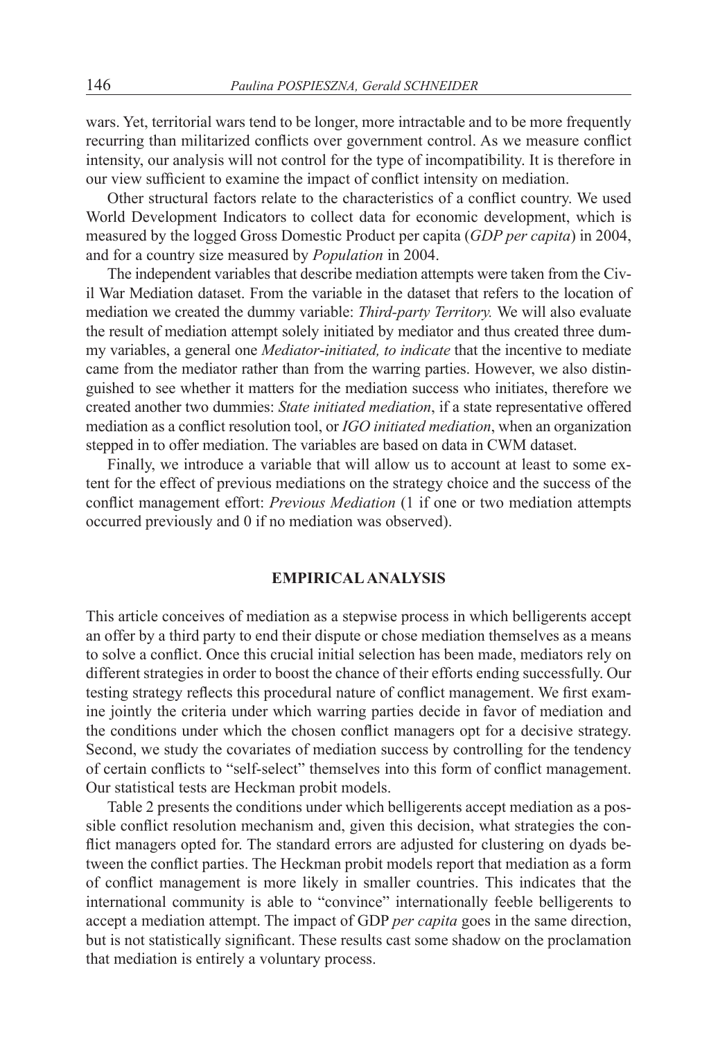wars. Yet, territorial wars tend to be longer, more intractable and to be more frequently recurring than militarized conflicts over government control. As we measure conflict intensity, our analysis will not control for the type of incompatibility. It is therefore in our view sufficient to examine the impact of conflict intensity on mediation.

Other structural factors relate to the characteristics of a conflict country. We used World Development Indicators to collect data for economic development, which is measured by the logged Gross Domestic Product per capita (*GDP per capita*) in 2004, and for a country size measured by *Population* in 2004.

The independent variables that describe mediation attempts were taken from the Civil War Mediation dataset. From the variable in the dataset that refers to the location of mediation we created the dummy variable: *Third-party Territory.* We will also evaluate the result of mediation attempt solely initiated by mediator and thus created three dummy variables, a general one *Mediator-initiated, to indicate* that the incentive to mediate came from the mediator rather than from the warring parties. However, we also distinguished to see whether it matters for the mediation success who initiates, therefore we created another two dummies: *State initiated mediation*, if a state representative offered mediation as a conflict resolution tool, or *IGO initiated mediation*, when an organization stepped in to offer mediation. The variables are based on data in CWM dataset.

Finally, we introduce a variable that will allow us to account at least to some extent for the effect of previous mediations on the strategy choice and the success of the conflict management effort: *Previous Mediation* (1 if one or two mediation attempts occurred previously and 0 if no mediation was observed).

## EMPIRICAL ANALYSIS

This article conceives of mediation as a stepwise process in which belligerents accept an offer by a third party to end their dispute or chose mediation themselves as a means to solve a conflict. Once this crucial initial selection has been made, mediators rely on different strategies in order to boost the chance of their efforts ending successfully. Our testing strategy reflects this procedural nature of conflict management. We first examine jointly the criteria under which warring parties decide in favor of mediation and the conditions under which the chosen conflict managers opt for a decisive strategy. Second, we study the covariates of mediation success by controlling for the tendency of certain conflicts to "self-select" themselves into this form of conflict management. Our statistical tests are Heckman probit models.

Table 2 presents the conditions under which belligerents accept mediation as a possible conflict resolution mechanism and, given this decision, what strategies the conflict managers opted for. The standard errors are adjusted for clustering on dyads between the conflict parties. The Heckman probit models report that mediation as a form of conflict management is more likely in smaller countries. This indicates that the international community is able to "convince" internationally feeble belligerents to accept a mediation attempt. The impact of GDP *per capita* goes in the same direction, but is not statistically significant. These results cast some shadow on the proclamation that mediation is entirely a voluntary process.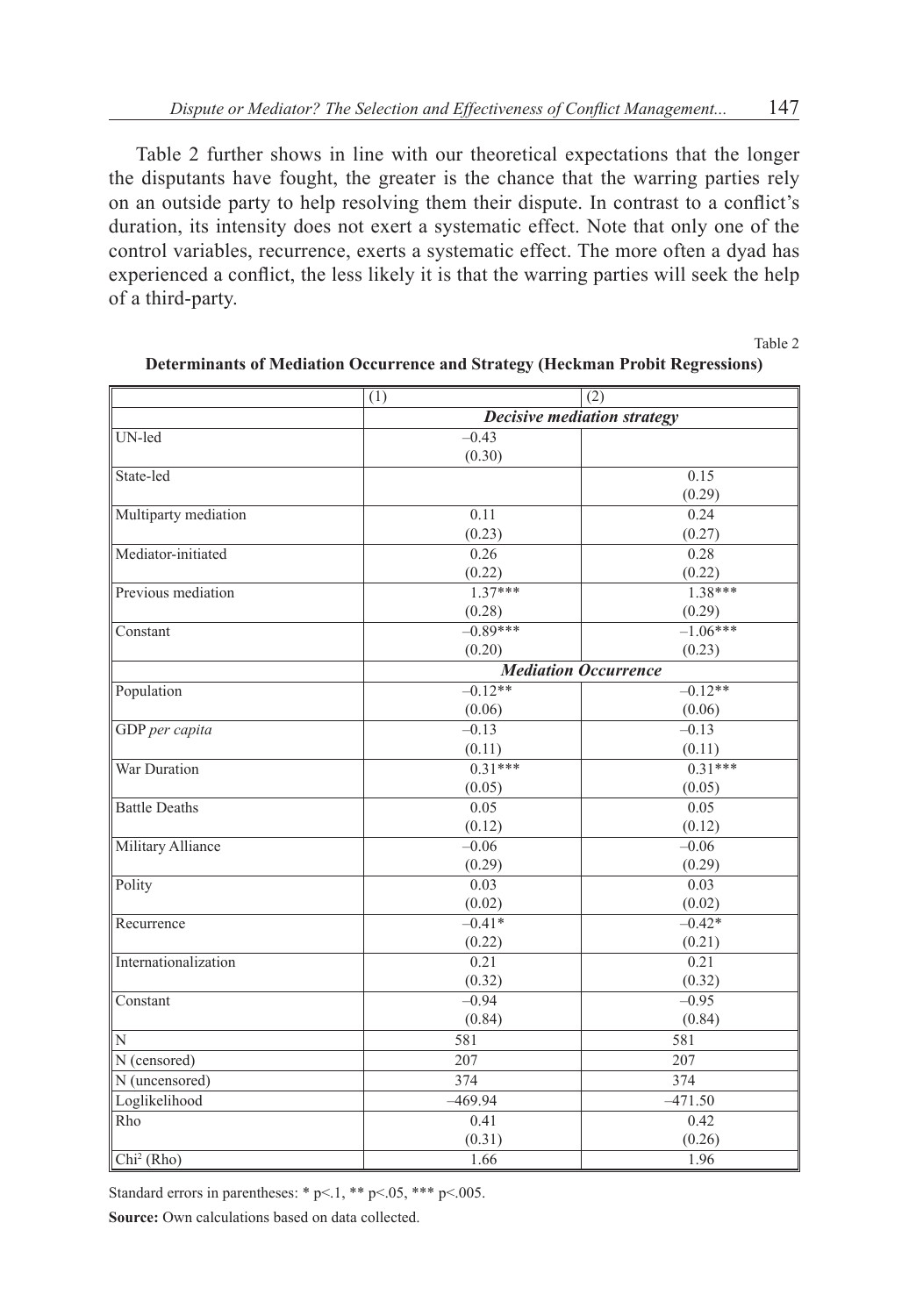Table 2 further shows in line with our theoretical expectations that the longer the disputants have fought, the greater is the chance that the warring parties rely on an outside party to help resolving them their dispute. In contrast to a conflict's duration, its intensity does not exert a systematic effect. Note that only one of the control variables, recurrence, exerts a systematic effect. The more often a dyad has experienced a conflict, the less likely it is that the warring parties will seek the help of a third-party.

Table 2

**Determinants of Mediation Occurrence and Strategy (Heckman Probit Regressions)**

| | (1) | (2) |
|---|---|---|
| | ***Decisive mediation strategy*** | |
| UN-led | –0.43 | |
| | (0.30) | |
| State-led | | 0.15 |
| | | (0.29) |
| Multiparty mediation | 0.11 | 0.24 |
| | (0.23) | (0.27) |
| Mediator-initiated | 0.26 | 0.28 |
| | (0.22) | (0.22) |
| Previous mediation | 1.37*** | 1.38*** |
| | (0.28) | (0.29) |
| Constant | –0.89*** | –1.06*** |
| | (0.20) | (0.23) |
| | ***Mediation Occurrence*** | |
| Population | –0.12** | –0.12** |
| | (0.06) | (0.06) |
| GDP *per capita* | –0.13 | –0.13 |
| | (0.11) | (0.11) |
| War Duration | 0.31*** | 0.31*** |
| | (0.05) | (0.05) |
| Battle Deaths | 0.05 | 0.05 |
| | (0.12) | (0.12) |
| Military Alliance | –0.06 | –0.06 |
| | (0.29) | (0.29) |
| Polity | 0.03 | 0.03 |
| | (0.02) | (0.02) |
| Recurrence | –0.41* | –0.42* |
| | (0.22) | (0.21) |
| Internationalization | 0.21 | 0.21 |
| | (0.32) | (0.32) |
| Constant | –0.94 | –0.95 |
| | (0.84) | (0.84) |
| N | 581 | 581 |
| N (censored) | 207 | 207 |
| N (uncensored) | 374 | 374 |
| Loglikelihood | –469.94 | –471.50 |
| Rho | 0.41 | 0.42 |
| | (0.31) | (0.26) |
| $Chi^2$ (Rho) | 1.66 | 1.96 |

Standard errors in parentheses: * p<.1, ** p<.05, *** p<.005.

**Source:** Own calculations based on data collected.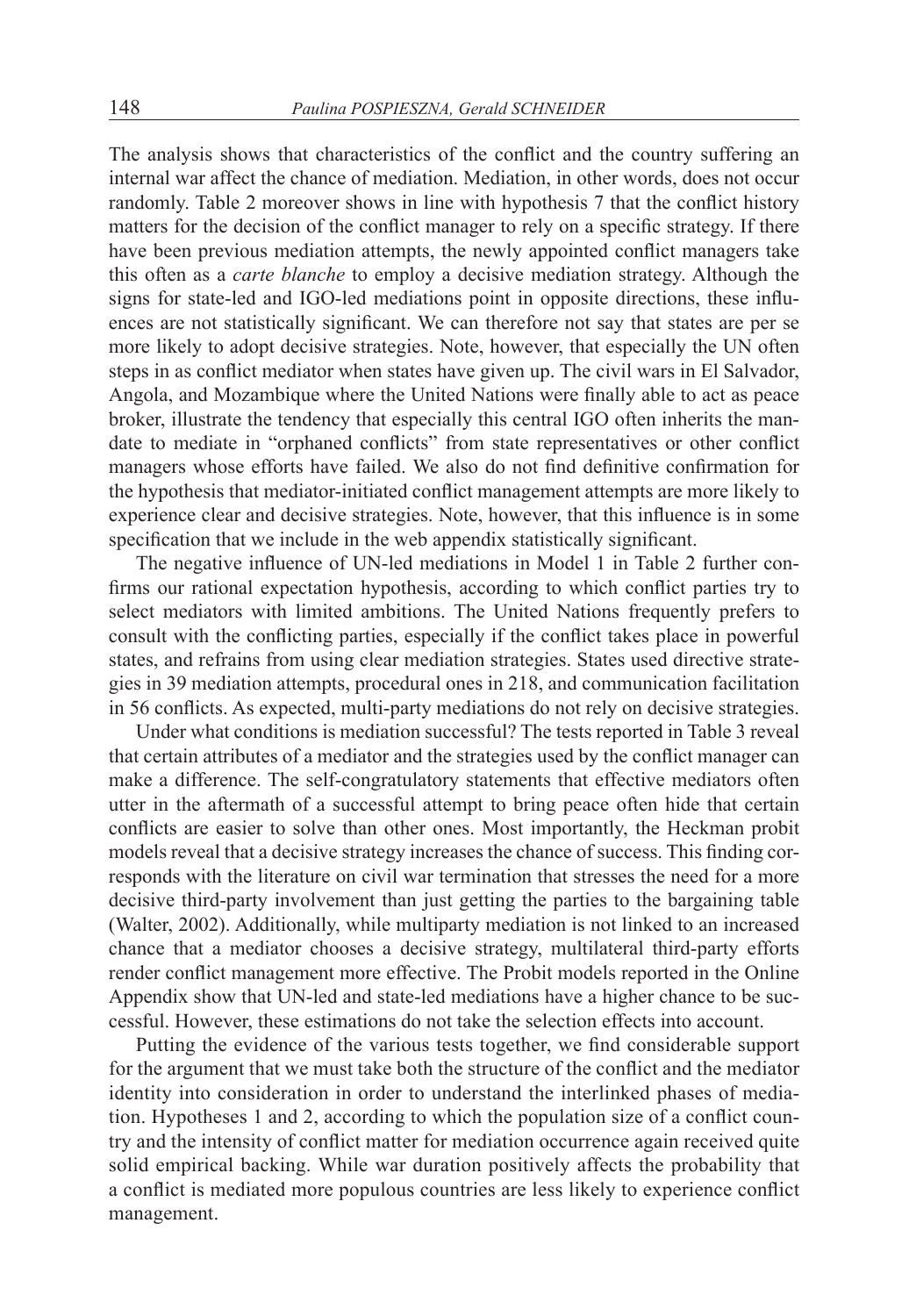The analysis shows that characteristics of the conflict and the country suffering an internal war affect the chance of mediation. Mediation, in other words, does not occur randomly. Table 2 moreover shows in line with hypothesis 7 that the conflict history matters for the decision of the conflict manager to rely on a specific strategy. If there have been previous mediation attempts, the newly appointed conflict managers take this often as a *carte blanche* to employ a decisive mediation strategy. Although the signs for state-led and IGO-led mediations point in opposite directions, these influences are not statistically significant. We can therefore not say that states are per se more likely to adopt decisive strategies. Note, however, that especially the UN often steps in as conflict mediator when states have given up. The civil wars in El Salvador, Angola, and Mozambique where the United Nations were finally able to act as peace broker, illustrate the tendency that especially this central IGO often inherits the mandate to mediate in "orphaned conflicts" from state representatives or other conflict managers whose efforts have failed. We also do not find definitive confirmation for the hypothesis that mediator-initiated conflict management attempts are more likely to experience clear and decisive strategies. Note, however, that this influence is in some specification that we include in the web appendix statistically significant.

The negative influence of UN-led mediations in Model 1 in Table 2 further confirms our rational expectation hypothesis, according to which conflict parties try to select mediators with limited ambitions. The United Nations frequently prefers to consult with the conflicting parties, especially if the conflict takes place in powerful states, and refrains from using clear mediation strategies. States used directive strategies in 39 mediation attempts, procedural ones in 218, and communication facilitation in 56 conflicts. As expected, multi-party mediations do not rely on decisive strategies.

Under what conditions is mediation successful? The tests reported in Table 3 reveal that certain attributes of a mediator and the strategies used by the conflict manager can make a difference. The self-congratulatory statements that effective mediators often utter in the aftermath of a successful attempt to bring peace often hide that certain conflicts are easier to solve than other ones. Most importantly, the Heckman probit models reveal that a decisive strategy increases the chance of success. This finding corresponds with the literature on civil war termination that stresses the need for a more decisive third-party involvement than just getting the parties to the bargaining table (Walter, 2002). Additionally, while multiparty mediation is not linked to an increased chance that a mediator chooses a decisive strategy, multilateral third-party efforts render conflict management more effective. The Probit models reported in the Online Appendix show that UN-led and state-led mediations have a higher chance to be successful. However, these estimations do not take the selection effects into account.

Putting the evidence of the various tests together, we find considerable support for the argument that we must take both the structure of the conflict and the mediator identity into consideration in order to understand the interlinked phases of mediation. Hypotheses 1 and 2, according to which the population size of a conflict country and the intensity of conflict matter for mediation occurrence again received quite solid empirical backing. While war duration positively affects the probability that a conflict is mediated more populous countries are less likely to experience conflict management.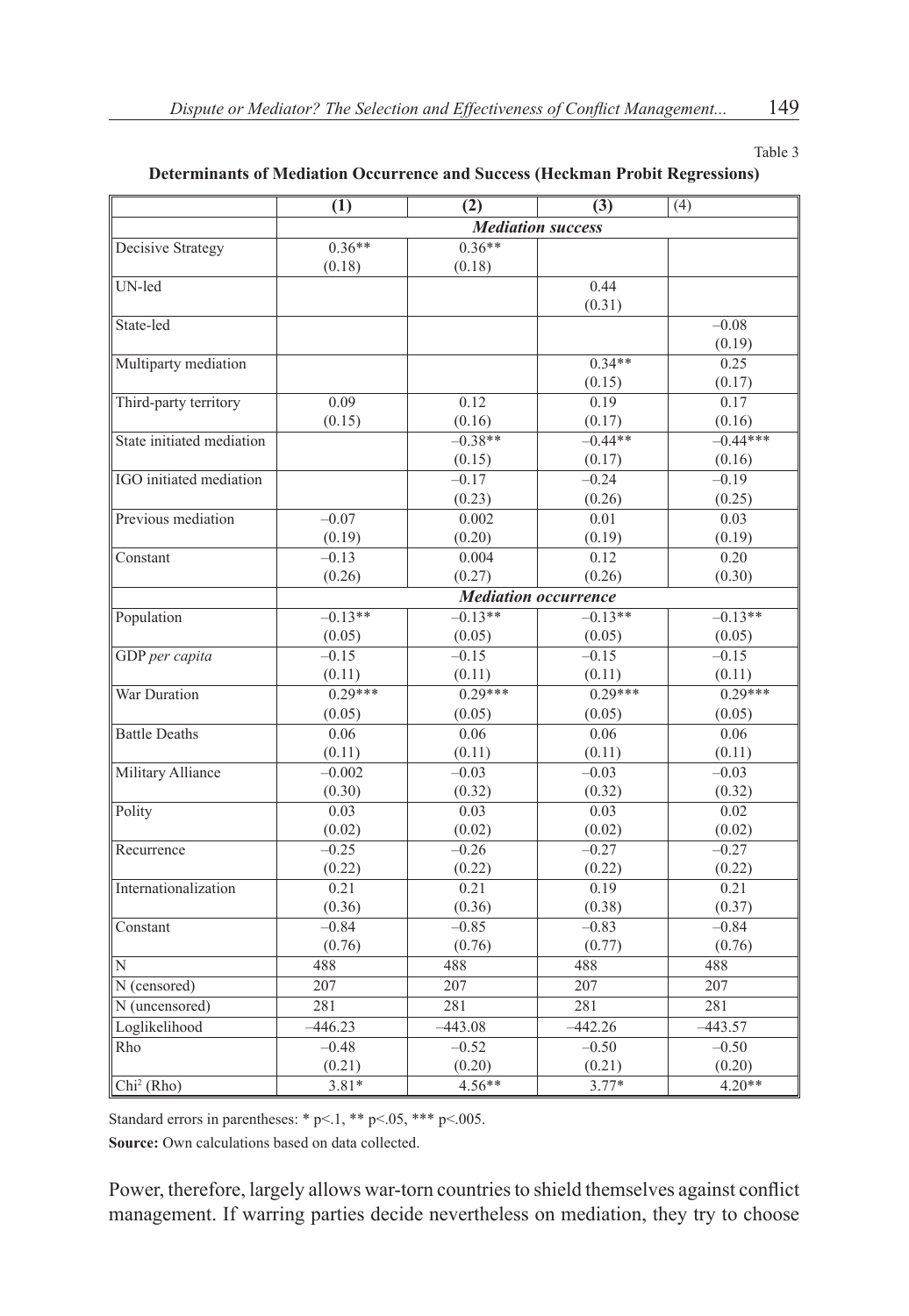Table 3

**Determinants of Mediation Occurrence and Success (Heckman Probit Regressions)**

| | (1) | (2) | (3) | (4) |
|---|---|---|---|---|
| | ***Mediation success*** | | | |
| Decisive Strategy | 0.36**<br>(0.18) | 0.36**<br>(0.18) | | |
| UN-led | | | 0.44<br>(0.31) | |
| State-led | | | | –0.08<br>(0.19) |
| Multiparty mediation | | | 0.34**<br>(0.15) | 0.25<br>(0.17) |
| Third-party territory | 0.09<br>(0.15) | 0.12<br>(0.16) | 0.19<br>(0.17) | 0.17<br>(0.16) |
| State initiated mediation | | –0.38**<br>(0.15) | –0.44**<br>(0.17) | –0.44***<br>(0.16) |
| IGO initiated mediation | | –0.17<br>(0.23) | –0.24<br>(0.26) | –0.19<br>(0.25) |
| Previous mediation | –0.07<br>(0.19) | 0.002<br>(0.20) | 0.01<br>(0.19) | 0.03<br>(0.19) |
| Constant | –0.13<br>(0.26) | 0.004<br>(0.27) | 0.12<br>(0.26) | 0.20<br>(0.30) |
| | ***Mediation occurrence*** | | | |
| Population | –0.13**<br>(0.05) | –0.13**<br>(0.05) | –0.13**<br>(0.05) | –0.13**<br>(0.05) |
| GDP *per capita* | –0.15<br>(0.11) | –0.15<br>(0.11) | –0.15<br>(0.11) | –0.15<br>(0.11) |
| War Duration | 0.29***<br>(0.05) | 0.29***<br>(0.05) | 0.29***<br>(0.05) | 0.29***<br>(0.05) |
| Battle Deaths | 0.06<br>(0.11) | 0.06<br>(0.11) | 0.06<br>(0.11) | 0.06<br>(0.11) |
| Military Alliance | –0.002<br>(0.30) | –0.03<br>(0.32) | –0.03<br>(0.32) | –0.03<br>(0.32) |
| Polity | 0.03<br>(0.02) | 0.03<br>(0.02) | 0.03<br>(0.02) | 0.02<br>(0.02) |
| Recurrence | –0.25<br>(0.22) | –0.26<br>(0.22) | –0.27<br>(0.22) | –0.27<br>(0.22) |
| Internationalization | 0.21<br>(0.36) | 0.21<br>(0.36) | 0.19<br>(0.38) | 0.21<br>(0.37) |
| Constant | –0.84<br>(0.76) | –0.85<br>(0.76) | –0.83<br>(0.77) | –0.84<br>(0.76) |
| N | 488 | 488 | 488 | 488 |
| N (censored) | 207 | 207 | 207 | 207 |
| N (uncensored) | 281 | 281 | 281 | 281 |
| Loglikelihood | –446.23 | –443.08 | –442.26 | –443.57 |
| Rho | –0.48<br>(0.21) | –0.52<br>(0.20) | –0.50<br>(0.21) | –0.50<br>(0.20) |
| $Chi^2$ (Rho) | 3.81* | 4.56** | 3.77* | 4.20** |

Standard errors in parentheses: * $p<.1$, ** $p<.05$, *** $p<.005$.

**Source:** Own calculations based on data collected.

Power, therefore, largely allows war-torn countries to shield themselves against conflict management. If warring parties decide nevertheless on mediation, they try to choose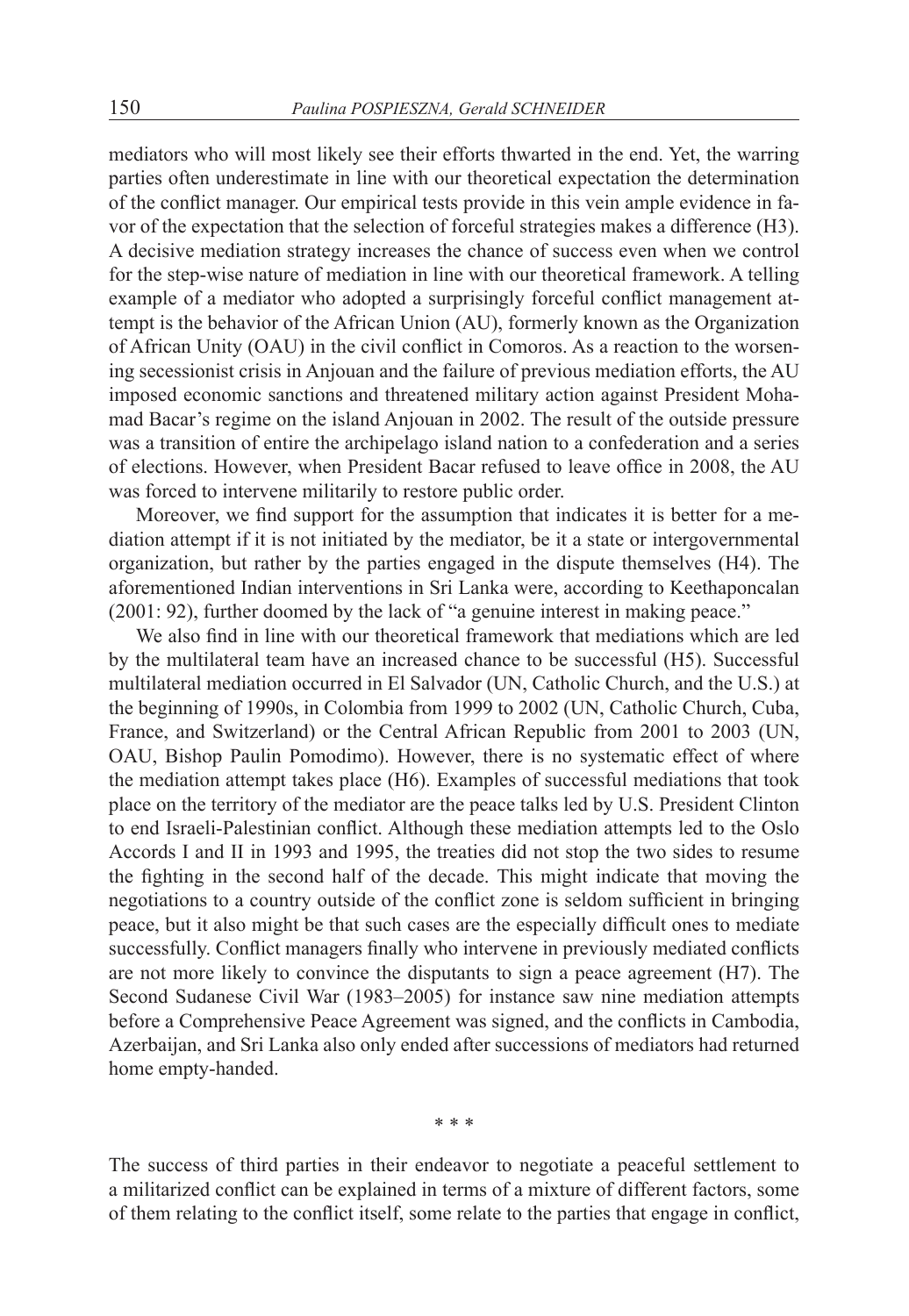mediators who will most likely see their efforts thwarted in the end. Yet, the warring parties often underestimate in line with our theoretical expectation the determination of the conflict manager. Our empirical tests provide in this vein ample evidence in favor of the expectation that the selection of forceful strategies makes a difference (H3). A decisive mediation strategy increases the chance of success even when we control for the step-wise nature of mediation in line with our theoretical framework. A telling example of a mediator who adopted a surprisingly forceful conflict management attempt is the behavior of the African Union (AU), formerly known as the Organization of African Unity (OAU) in the civil conflict in Comoros. As a reaction to the worsening secessionist crisis in Anjouan and the failure of previous mediation efforts, the AU imposed economic sanctions and threatened military action against President Mohamad Bacar's regime on the island Anjouan in 2002. The result of the outside pressure was a transition of entire the archipelago island nation to a confederation and a series of elections. However, when President Bacar refused to leave office in 2008, the AU was forced to intervene militarily to restore public order.

Moreover, we find support for the assumption that indicates it is better for a mediation attempt if it is not initiated by the mediator, be it a state or intergovernmental organization, but rather by the parties engaged in the dispute themselves (H4). The aforementioned Indian interventions in Sri Lanka were, according to Keethaponcalan (2001: 92), further doomed by the lack of "a genuine interest in making peace."

We also find in line with our theoretical framework that mediations which are led by the multilateral team have an increased chance to be successful (H5). Successful multilateral mediation occurred in El Salvador (UN, Catholic Church, and the U.S.) at the beginning of 1990s, in Colombia from 1999 to 2002 (UN, Catholic Church, Cuba, France, and Switzerland) or the Central African Republic from 2001 to 2003 (UN, OAU, Bishop Paulin Pomodimo). However, there is no systematic effect of where the mediation attempt takes place (H6). Examples of successful mediations that took place on the territory of the mediator are the peace talks led by U.S. President Clinton to end Israeli-Palestinian conflict. Although these mediation attempts led to the Oslo Accords I and II in 1993 and 1995, the treaties did not stop the two sides to resume the fighting in the second half of the decade. This might indicate that moving the negotiations to a country outside of the conflict zone is seldom sufficient in bringing peace, but it also might be that such cases are the especially difficult ones to mediate successfully. Conflict managers finally who intervene in previously mediated conflicts are not more likely to convince the disputants to sign a peace agreement (H7). The Second Sudanese Civil War (1983–2005) for instance saw nine mediation attempts before a Comprehensive Peace Agreement was signed, and the conflicts in Cambodia, Azerbaijan, and Sri Lanka also only ended after successions of mediators had returned home empty-handed.

\* \* \*

The success of third parties in their endeavor to negotiate a peaceful settlement to a militarized conflict can be explained in terms of a mixture of different factors, some of them relating to the conflict itself, some relate to the parties that engage in conflict,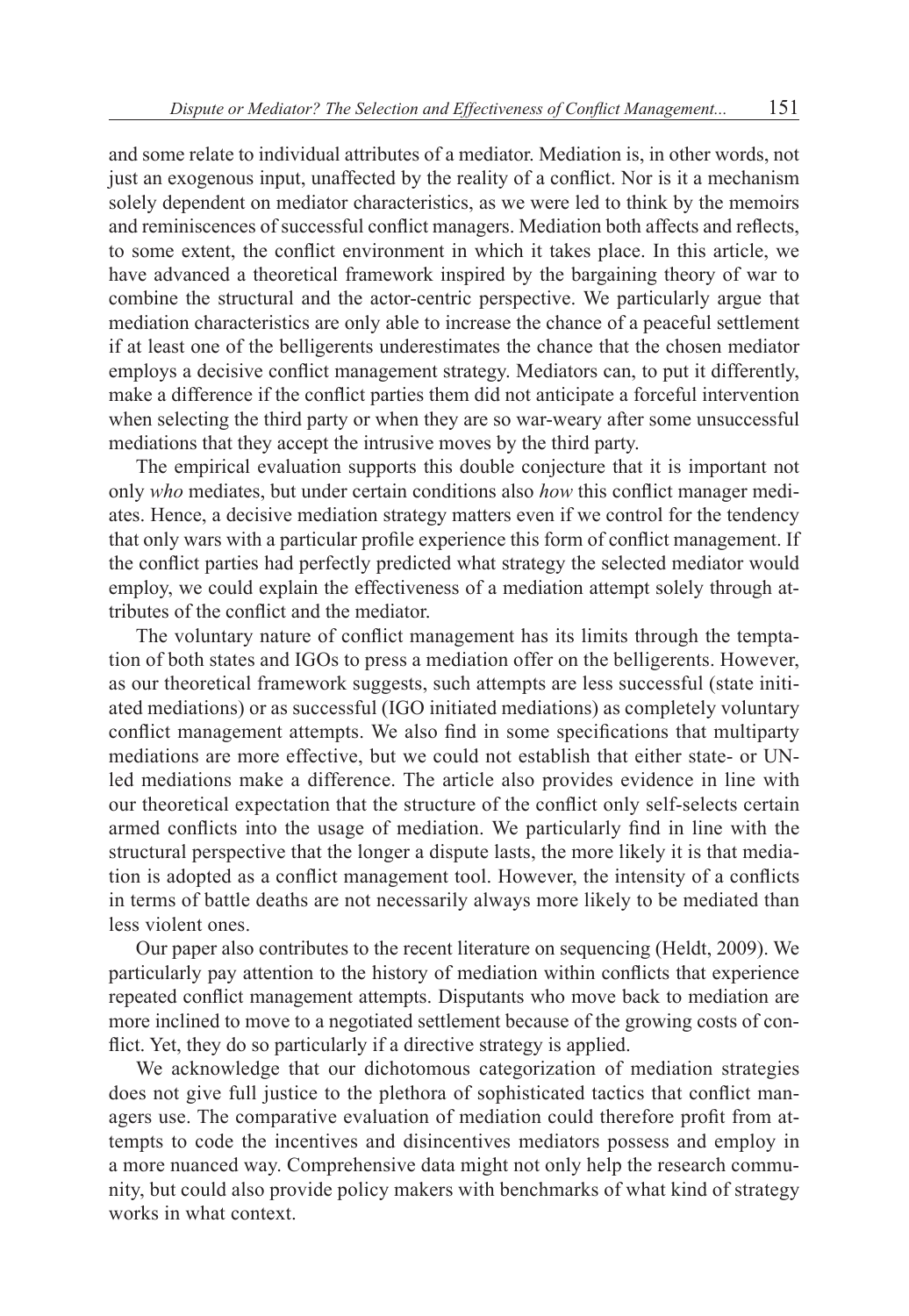and some relate to individual attributes of a mediator. Mediation is, in other words, not just an exogenous input, unaffected by the reality of a conflict. Nor is it a mechanism solely dependent on mediator characteristics, as we were led to think by the memoirs and reminiscences of successful conflict managers. Mediation both affects and reflects, to some extent, the conflict environment in which it takes place. In this article, we have advanced a theoretical framework inspired by the bargaining theory of war to combine the structural and the actor-centric perspective. We particularly argue that mediation characteristics are only able to increase the chance of a peaceful settlement if at least one of the belligerents underestimates the chance that the chosen mediator employs a decisive conflict management strategy. Mediators can, to put it differently, make a difference if the conflict parties them did not anticipate a forceful intervention when selecting the third party or when they are so war-weary after some unsuccessful mediations that they accept the intrusive moves by the third party.

The empirical evaluation supports this double conjecture that it is important not only *who* mediates, but under certain conditions also *how* this conflict manager mediates. Hence, a decisive mediation strategy matters even if we control for the tendency that only wars with a particular profile experience this form of conflict management. If the conflict parties had perfectly predicted what strategy the selected mediator would employ, we could explain the effectiveness of a mediation attempt solely through attributes of the conflict and the mediator.

The voluntary nature of conflict management has its limits through the temptation of both states and IGOs to press a mediation offer on the belligerents. However, as our theoretical framework suggests, such attempts are less successful (state initiated mediations) or as successful (IGO initiated mediations) as completely voluntary conflict management attempts. We also find in some specifications that multiparty mediations are more effective, but we could not establish that either state- or UN-led mediations make a difference. The article also provides evidence in line with our theoretical expectation that the structure of the conflict only self-selects certain armed conflicts into the usage of mediation. We particularly find in line with the structural perspective that the longer a dispute lasts, the more likely it is that mediation is adopted as a conflict management tool. However, the intensity of a conflicts in terms of battle deaths are not necessarily always more likely to be mediated than less violent ones.

Our paper also contributes to the recent literature on sequencing (Heldt, 2009). We particularly pay attention to the history of mediation within conflicts that experience repeated conflict management attempts. Disputants who move back to mediation are more inclined to move to a negotiated settlement because of the growing costs of conflict. Yet, they do so particularly if a directive strategy is applied.

We acknowledge that our dichotomous categorization of mediation strategies does not give full justice to the plethora of sophisticated tactics that conflict managers use. The comparative evaluation of mediation could therefore profit from attempts to code the incentives and disincentives mediators possess and employ in a more nuanced way. Comprehensive data might not only help the research community, but could also provide policy makers with benchmarks of what kind of strategy works in what context.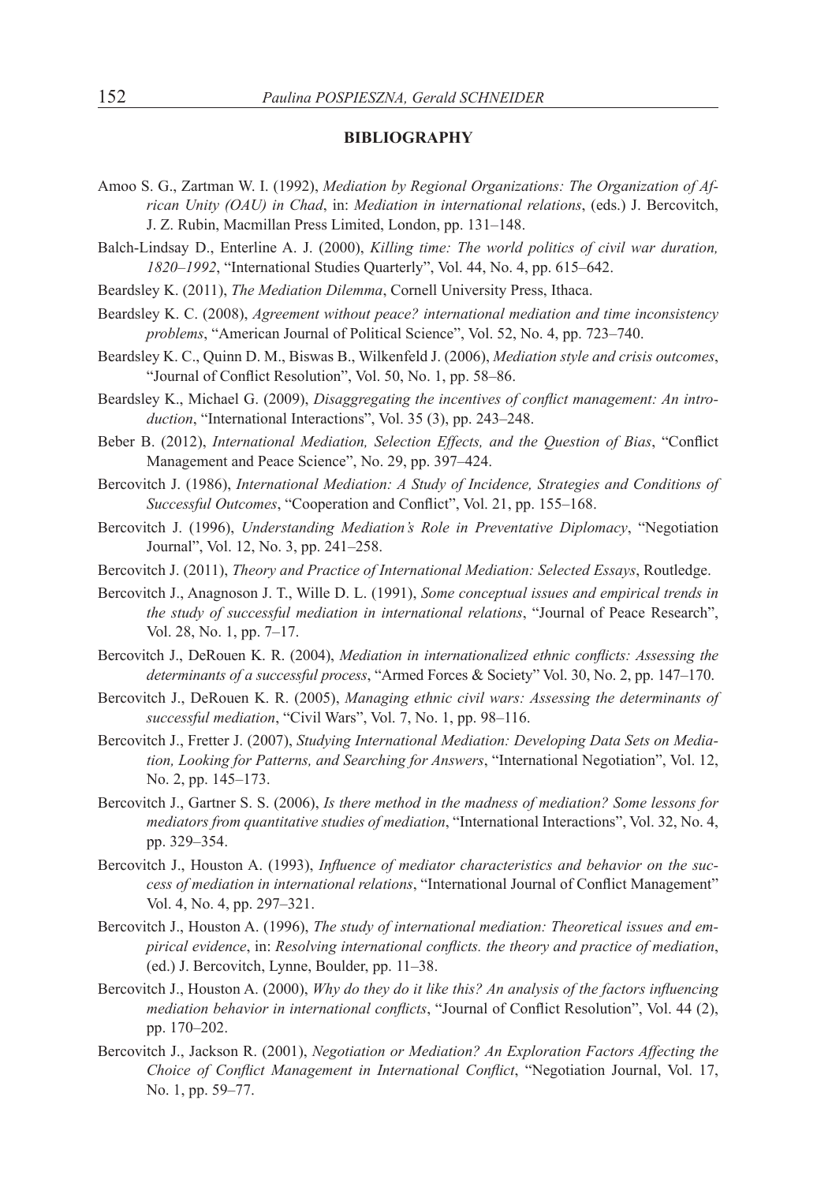**BIBLIOGRAPHY**

Amoo S. G., Zartman W. I. (1992), *Mediation by Regional Organizations: The Organization of African Unity (OAU) in Chad*, in: *Mediation in international relations*, (eds.) J. Bercovitch, J. Z. Rubin, Macmillan Press Limited, London, pp. 131–148.

Balch-Lindsay D., Enterline A. J. (2000), *Killing time: The world politics of civil war duration, 1820–1992*, "International Studies Quarterly", Vol. 44, No. 4, pp. 615–642.

Beardsley K. (2011), *The Mediation Dilemma*, Cornell University Press, Ithaca.

Beardsley K. C. (2008), *Agreement without peace? international mediation and time inconsistency problems*, "American Journal of Political Science", Vol. 52, No. 4, pp. 723–740.

Beardsley K. C., Quinn D. M., Biswas B., Wilkenfeld J. (2006), *Mediation style and crisis outcomes*, "Journal of Conflict Resolution", Vol. 50, No. 1, pp. 58–86.

Beardsley K., Michael G. (2009), *Disaggregating the incentives of conflict management: An introduction*, "International Interactions", Vol. 35 (3), pp. 243–248.

Beber B. (2012), *International Mediation, Selection Effects, and the Question of Bias*, "Conflict Management and Peace Science", No. 29, pp. 397–424.

Bercovitch J. (1986), *International Mediation: A Study of Incidence, Strategies and Conditions of Successful Outcomes*, "Cooperation and Conflict", Vol. 21, pp. 155–168.

Bercovitch J. (1996), *Understanding Mediation's Role in Preventative Diplomacy*, "Negotiation Journal", Vol. 12, No. 3, pp. 241–258.

Bercovitch J. (2011), *Theory and Practice of International Mediation: Selected Essays*, Routledge.

Bercovitch J., Anagnoson J. T., Wille D. L. (1991), *Some conceptual issues and empirical trends in the study of successful mediation in international relations*, "Journal of Peace Research", Vol. 28, No. 1, pp. 7–17.

Bercovitch J., DeRouen K. R. (2004), *Mediation in internationalized ethnic conflicts: Assessing the determinants of a successful process*, "Armed Forces & Society" Vol. 30, No. 2, pp. 147–170.

Bercovitch J., DeRouen K. R. (2005), *Managing ethnic civil wars: Assessing the determinants of successful mediation*, "Civil Wars", Vol. 7, No. 1, pp. 98–116.

Bercovitch J., Fretter J. (2007), *Studying International Mediation: Developing Data Sets on Mediation, Looking for Patterns, and Searching for Answers*, "International Negotiation", Vol. 12, No. 2, pp. 145–173.

Bercovitch J., Gartner S. S. (2006), *Is there method in the madness of mediation? Some lessons for mediators from quantitative studies of mediation*, "International Interactions", Vol. 32, No. 4, pp. 329–354.

Bercovitch J., Houston A. (1993), *Influence of mediator characteristics and behavior on the success of mediation in international relations*, "International Journal of Conflict Management" Vol. 4, No. 4, pp. 297–321.

Bercovitch J., Houston A. (1996), *The study of international mediation: Theoretical issues and empirical evidence*, in: *Resolving international conflicts. the theory and practice of mediation*, (ed.) J. Bercovitch, Lynne, Boulder, pp. 11–38.

Bercovitch J., Houston A. (2000), *Why do they do it like this? An analysis of the factors influencing mediation behavior in international conflicts*, "Journal of Conflict Resolution", Vol. 44 (2), pp. 170–202.

Bercovitch J., Jackson R. (2001), *Negotiation or Mediation? An Exploration Factors Affecting the Choice of Conflict Management in International Conflict*, "Negotiation Journal, Vol. 17, No. 1, pp. 59–77.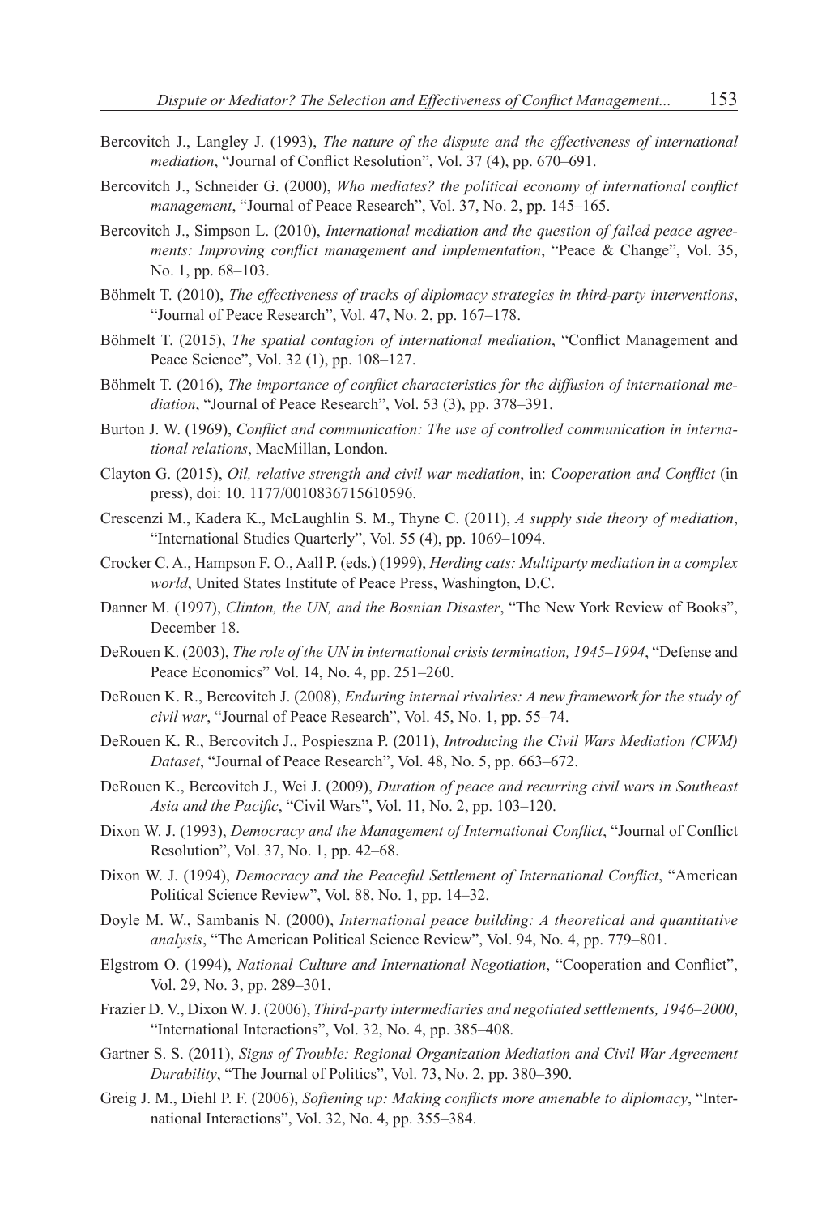Bercovitch J., Langley J. (1993), *The nature of the dispute and the effectiveness of international mediation*, "Journal of Conflict Resolution", Vol. 37 (4), pp. 670–691.

Bercovitch J., Schneider G. (2000), *Who mediates? the political economy of international conflict management*, "Journal of Peace Research", Vol. 37, No. 2, pp. 145–165.

Bercovitch J., Simpson L. (2010), *International mediation and the question of failed peace agreements: Improving conflict management and implementation*, "Peace & Change", Vol. 35, No. 1, pp. 68–103.

Böhmelt T. (2010), *The effectiveness of tracks of diplomacy strategies in third-party interventions*, "Journal of Peace Research", Vol. 47, No. 2, pp. 167–178.

Böhmelt T. (2015), *The spatial contagion of international mediation*, "Conflict Management and Peace Science", Vol. 32 (1), pp. 108–127.

Böhmelt T. (2016), *The importance of conflict characteristics for the diffusion of international mediation*, "Journal of Peace Research", Vol. 53 (3), pp. 378–391.

Burton J. W. (1969), *Conflict and communication: The use of controlled communication in international relations*, MacMillan, London.

Clayton G. (2015), *Oil, relative strength and civil war mediation*, in: *Cooperation and Conflict* (in press), doi: 10. 1177/0010836715610596.

Crescenzi M., Kadera K., McLaughlin S. M., Thyne C. (2011), *A supply side theory of mediation*, "International Studies Quarterly", Vol. 55 (4), pp. 1069–1094.

Crocker C. A., Hampson F. O., Aall P. (eds.) (1999), *Herding cats: Multiparty mediation in a complex world*, United States Institute of Peace Press, Washington, D.C.

Danner M. (1997), *Clinton, the UN, and the Bosnian Disaster*, "The New York Review of Books", December 18.

DeRouen K. (2003), *The role of the UN in international crisis termination, 1945–1994*, "Defense and Peace Economics" Vol. 14, No. 4, pp. 251–260.

DeRouen K. R., Bercovitch J. (2008), *Enduring internal rivalries: A new framework for the study of civil war*, "Journal of Peace Research", Vol. 45, No. 1, pp. 55–74.

DeRouen K. R., Bercovitch J., Pospieszna P. (2011), *Introducing the Civil Wars Mediation (CWM) Dataset*, "Journal of Peace Research", Vol. 48, No. 5, pp. 663–672.

DeRouen K., Bercovitch J., Wei J. (2009), *Duration of peace and recurring civil wars in Southeast Asia and the Pacific*, "Civil Wars", Vol. 11, No. 2, pp. 103–120.

Dixon W. J. (1993), *Democracy and the Management of International Conflict*, "Journal of Conflict Resolution", Vol. 37, No. 1, pp. 42–68.

Dixon W. J. (1994), *Democracy and the Peaceful Settlement of International Conflict*, "American Political Science Review", Vol. 88, No. 1, pp. 14–32.

Doyle M. W., Sambanis N. (2000), *International peace building: A theoretical and quantitative analysis*, "The American Political Science Review", Vol. 94, No. 4, pp. 779–801.

Elgstrom O. (1994), *National Culture and International Negotiation*, "Cooperation and Conflict", Vol. 29, No. 3, pp. 289–301.

Frazier D. V., Dixon W. J. (2006), *Third-party intermediaries and negotiated settlements, 1946–2000*, "International Interactions", Vol. 32, No. 4, pp. 385–408.

Gartner S. S. (2011), *Signs of Trouble: Regional Organization Mediation and Civil War Agreement Durability*, "The Journal of Politics", Vol. 73, No. 2, pp. 380–390.

Greig J. M., Diehl P. F. (2006), *Softening up: Making conflicts more amenable to diplomacy*, "International Interactions", Vol. 32, No. 4, pp. 355–384.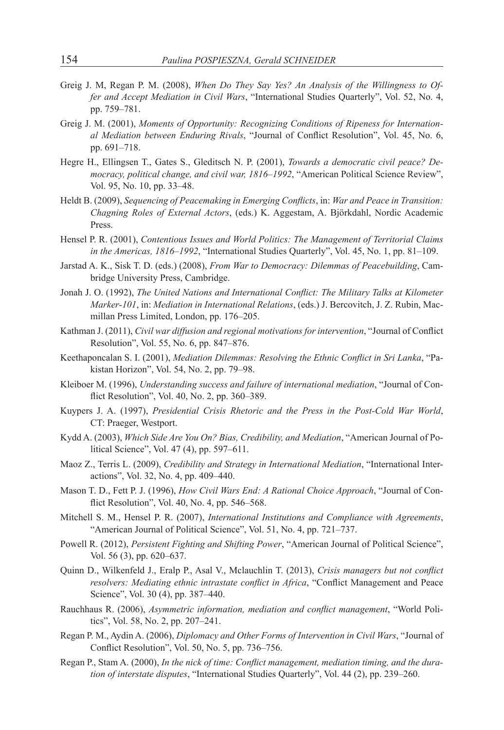Greig J. M, Regan P. M. (2008), *When Do They Say Yes? An Analysis of the Willingness to Offer and Accept Mediation in Civil Wars*, "International Studies Quarterly", Vol. 52, No. 4, pp. 759–781.

Greig J. M. (2001), *Moments of Opportunity: Recognizing Conditions of Ripeness for International Mediation between Enduring Rivals*, "Journal of Conflict Resolution", Vol. 45, No. 6, pp. 691–718.

Hegre H., Ellingsen T., Gates S., Gleditsch N. P. (2001), *Towards a democratic civil peace? Democracy, political change, and civil war, 1816–1992*, "American Political Science Review", Vol. 95, No. 10, pp. 33–48.

Heldt B. (2009), *Sequencing of Peacemaking in Emerging Conflicts*, in: *War and Peace in Transition: Chagning Roles of External Actors*, (eds.) K. Aggestam, A. Björkdahl, Nordic Academic Press.

Hensel P. R. (2001), *Contentious Issues and World Politics: The Management of Territorial Claims in the Americas, 1816–1992*, "International Studies Quarterly", Vol. 45, No. 1, pp. 81–109.

Jarstad A. K., Sisk T. D. (eds.) (2008), *From War to Democracy: Dilemmas of Peacebuilding*, Cambridge University Press, Cambridge.

Jonah J. O. (1992), *The United Nations and International Conflict: The Military Talks at Kilometer Marker-101*, in: *Mediation in International Relations*, (eds.) J. Bercovitch, J. Z. Rubin, Macmillan Press Limited, London, pp. 176–205.

Kathman J. (2011), *Civil war diffusion and regional motivations for intervention*, "Journal of Conflict Resolution", Vol. 55, No. 6, pp. 847–876.

Keethaponcalan S. I. (2001), *Mediation Dilemmas: Resolving the Ethnic Conflict in Sri Lanka*, "Pakistan Horizon", Vol. 54, No. 2, pp. 79–98.

Kleiboer M. (1996), *Understanding success and failure of international mediation*, "Journal of Conflict Resolution", Vol. 40, No. 2, pp. 360–389.

Kuypers J. A. (1997), *Presidential Crisis Rhetoric and the Press in the Post-Cold War World*, CT: Praeger, Westport.

Kydd A. (2003), *Which Side Are You On? Bias, Credibility, and Mediation*, "American Journal of Political Science", Vol. 47 (4), pp. 597–611.

Maoz Z., Terris L. (2009), *Credibility and Strategy in International Mediation*, "International Interactions", Vol. 32, No. 4, pp. 409–440.

Mason T. D., Fett P. J. (1996), *How Civil Wars End: A Rational Choice Approach*, "Journal of Conflict Resolution", Vol. 40, No. 4, pp. 546–568.

Mitchell S. M., Hensel P. R. (2007), *International Institutions and Compliance with Agreements*, "American Journal of Political Science", Vol. 51, No. 4, pp. 721–737.

Powell R. (2012), *Persistent Fighting and Shifting Power*, "American Journal of Political Science", Vol. 56 (3), pp. 620–637.

Quinn D., Wilkenfeld J., Eralp P., Asal V., Mclauchlin T. (2013), *Crisis managers but not conflict resolvers: Mediating ethnic intrastate conflict in Africa*, "Conflict Management and Peace Science", Vol. 30 (4), pp. 387–440.

Rauchhaus R. (2006), *Asymmetric information, mediation and conflict management*, "World Politics", Vol. 58, No. 2, pp. 207–241.

Regan P. M., Aydin A. (2006), *Diplomacy and Other Forms of Intervention in Civil Wars*, "Journal of Conflict Resolution", Vol. 50, No. 5, pp. 736–756.

Regan P., Stam A. (2000), *In the nick of time: Conflict management, mediation timing, and the duration of interstate disputes*, "International Studies Quarterly", Vol. 44 (2), pp. 239–260.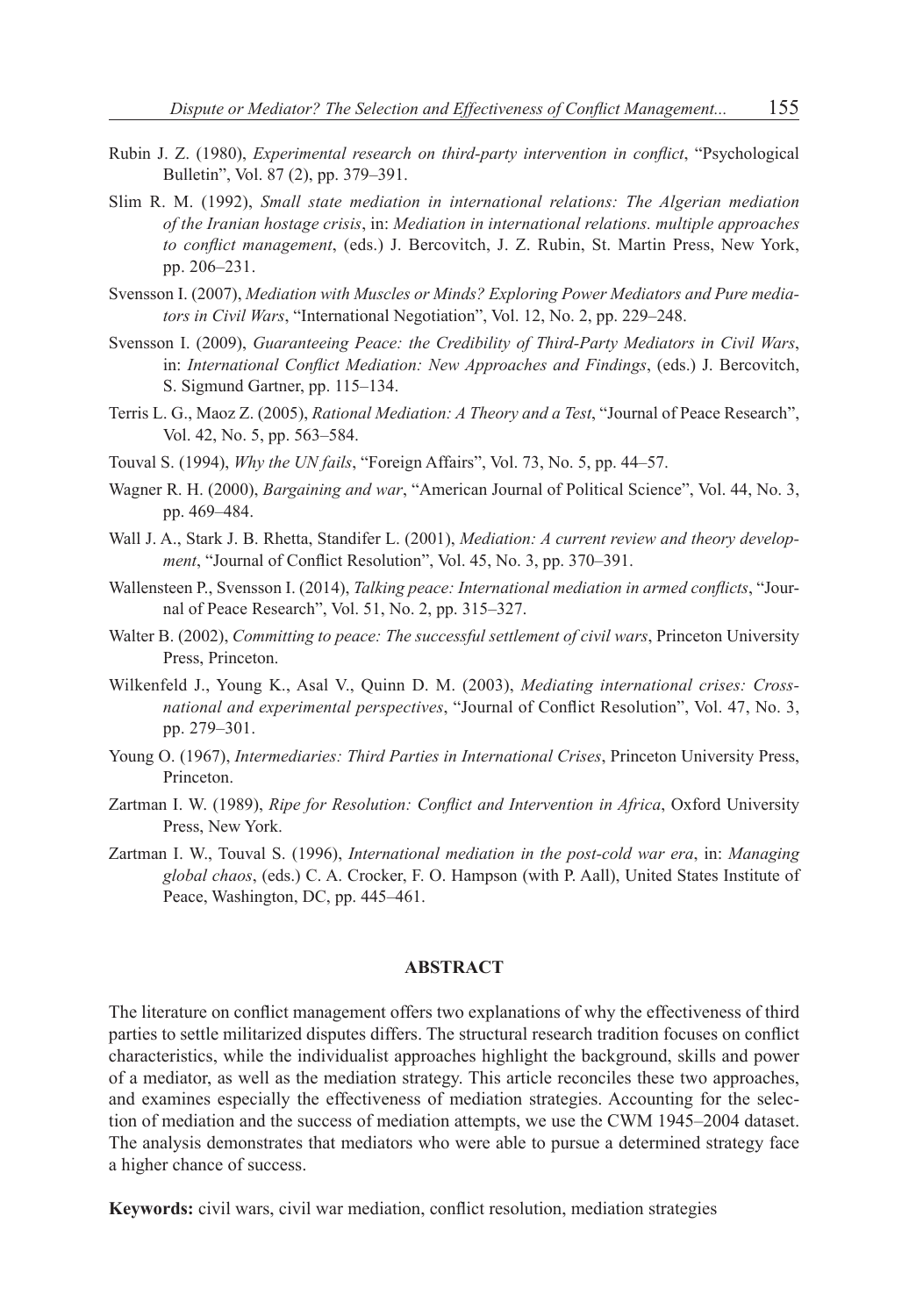Rubin J. Z. (1980), *Experimental research on third-party intervention in conflict*, "Psychological Bulletin", Vol. 87 (2), pp. 379–391.

Slim R. M. (1992), *Small state mediation in international relations: The Algerian mediation of the Iranian hostage crisis*, in: *Mediation in international relations. multiple approaches to conflict management*, (eds.) J. Bercovitch, J. Z. Rubin, St. Martin Press, New York, pp. 206–231.

Svensson I. (2007), *Mediation with Muscles or Minds? Exploring Power Mediators and Pure mediators in Civil Wars*, "International Negotiation", Vol. 12, No. 2, pp. 229–248.

Svensson I. (2009), *Guaranteeing Peace: the Credibility of Third-Party Mediators in Civil Wars*, in: *International Conflict Mediation: New Approaches and Findings*, (eds.) J. Bercovitch, S. Sigmund Gartner, pp. 115–134.

Terris L. G., Maoz Z. (2005), *Rational Mediation: A Theory and a Test*, "Journal of Peace Research", Vol. 42, No. 5, pp. 563–584.

Touval S. (1994), *Why the UN fails*, "Foreign Affairs", Vol. 73, No. 5, pp. 44–57.

Wagner R. H. (2000), *Bargaining and war*, "American Journal of Political Science", Vol. 44, No. 3, pp. 469–484.

Wall J. A., Stark J. B. Rhetta, Standifer L. (2001), *Mediation: A current review and theory development*, "Journal of Conflict Resolution", Vol. 45, No. 3, pp. 370–391.

Wallensteen P., Svensson I. (2014), *Talking peace: International mediation in armed conflicts*, "Journal of Peace Research", Vol. 51, No. 2, pp. 315–327.

Walter B. (2002), *Committing to peace: The successful settlement of civil wars*, Princeton University Press, Princeton.

Wilkenfeld J., Young K., Asal V., Quinn D. M. (2003), *Mediating international crises: Cross-national and experimental perspectives*, "Journal of Conflict Resolution", Vol. 47, No. 3, pp. 279–301.

Young O. (1967), *Intermediaries: Third Parties in International Crises*, Princeton University Press, Princeton.

Zartman I. W. (1989), *Ripe for Resolution: Conflict and Intervention in Africa*, Oxford University Press, New York.

Zartman I. W., Touval S. (1996), *International mediation in the post-cold war era*, in: *Managing global chaos*, (eds.) C. A. Crocker, F. O. Hampson (with P. Aall), United States Institute of Peace, Washington, DC, pp. 445–461.

## ABSTRACT

The literature on conflict management offers two explanations of why the effectiveness of third parties to settle militarized disputes differs. The structural research tradition focuses on conflict characteristics, while the individualist approaches highlight the background, skills and power of a mediator, as well as the mediation strategy. This article reconciles these two approaches, and examines especially the effectiveness of mediation strategies. Accounting for the selection of mediation and the success of mediation attempts, we use the CWM 1945–2004 dataset. The analysis demonstrates that mediators who were able to pursue a determined strategy face a higher chance of success.

**Keywords:** civil wars, civil war mediation, conflict resolution, mediation strategies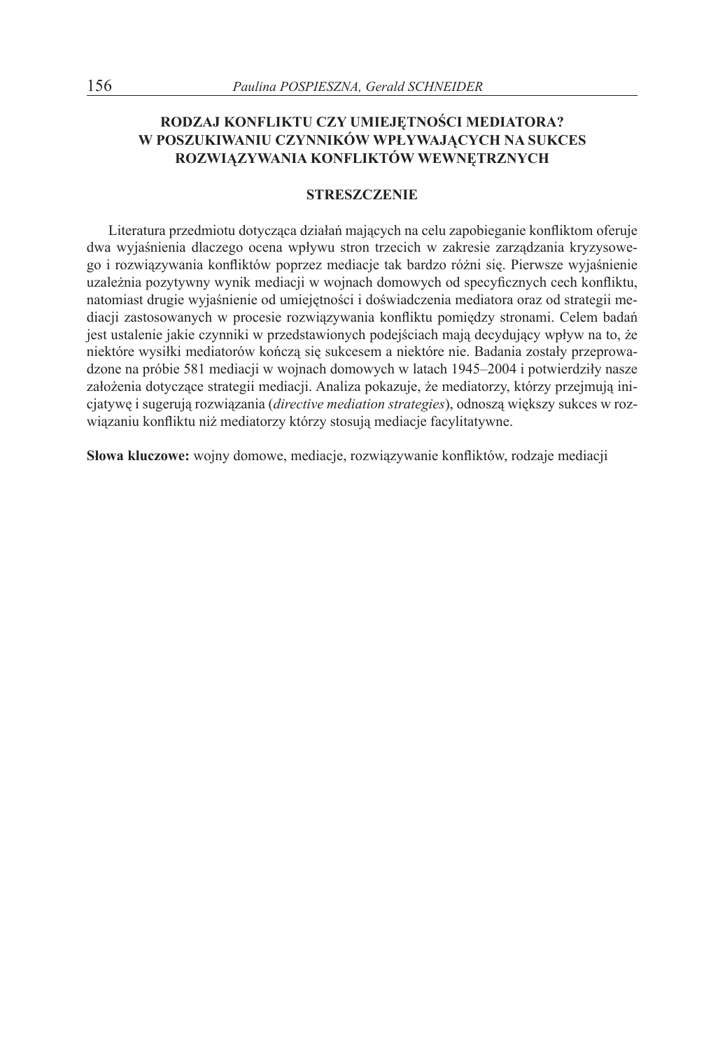## RODZAJ KONFLIKTU CZY UMIEJĘTNOŚCI MEDIATORA? W POSZUKIWANIU CZYNNIKÓW WPŁYWAJĄCYCH NA SUKCES ROZWIĄZYWANIA KONFLIKTÓW WEWNĘTRZNYCH

### STRESZCZENIE

Literatura przedmiotu dotycząca działań mających na celu zapobieganie konfliktom oferuje dwa wyjaśnienia dlaczego ocena wpływu stron trzecich w zakresie zarządzania kryzysowego i rozwiązywania konfliktów poprzez mediacje tak bardzo różni się. Pierwsze wyjaśnienie uzależnia pozytywny wynik mediacji w wojnach domowych od specyficznych cech konfliktu, natomiast drugie wyjaśnienie od umiejętności i doświadczenia mediatora oraz od strategii mediacji zastosowanych w procesie rozwiązywania konfliktu pomiędzy stronami. Celem badań jest ustalenie jakie czynniki w przedstawionych podejściach mają decydujący wpływ na to, że niektóre wysiłki mediatorów kończą się sukcesem a niektóre nie. Badania zostały przeprowadzone na próbie 581 mediacji w wojnach domowych w latach 1945–2004 i potwierdziły nasze założenia dotyczące strategii mediacji. Analiza pokazuje, że mediatorzy, którzy przejmują inicjatywę i sugerują rozwiązania (*directive mediation strategies*), odnoszą większy sukces w rozwiązaniu konfliktu niż mediatorzy którzy stosują mediacje facylitatywne.

**Słowa kluczowe:** wojny domowe, mediacje, rozwiązywanie konfliktów, rodzaje mediacji